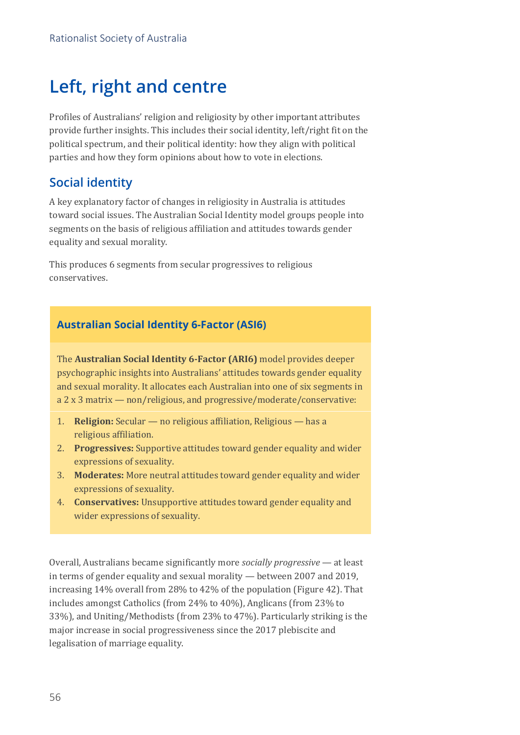# Left, right and centre

Profiles of Australians' religion and religiosity by other important attributes provide further insights. This includes their social identity, left/right fit on the political spectrum, and their political identity: how they align with political parties and how they form opinions about how to vote in elections.

## Social identity

A key explanatory factor of changes in religiosity in Australia is attitudes toward social issues. The Australian Social Identity model groups people into segments on the basis of religious affiliation and attitudes towards gender equality and sexual morality.

This produces 6 segments from secular progressives to religious conservatives.

### Australian Social Identity 6-Factor (ASI6)

The **Australian Social Identity 6-Factor (ARI6)** model provides deeper psychographic insights into Australians' attitudes towards gender equality and sexual morality. It allocates each Australian into one of six segments in a 2 x 3 matrix — non/religious, and progressive/moderate/conservative:

1. **Religion:** Secular — no religious affiliation, Religious — has a religious affiliation.
2. **Progressives:** Supportive attitudes toward gender equality and wider expressions of sexuality.
3. **Moderates:** More neutral attitudes toward gender equality and wider expressions of sexuality.
4. **Conservatives:** Unsupportive attitudes toward gender equality and wider expressions of sexuality.

Overall, Australians became significantly more *socially progressive* — at least in terms of gender equality and sexual morality — between 2007 and 2019, increasing 14% overall from 28% to 42% of the population (Figure 42). That includes amongst Catholics (from 24% to 40%), Anglicans (from 23% to 33%), and Uniting/Methodists (from 23% to 47%). Particularly striking is the major increase in social progressiveness since the 2017 plebiscite and legalisation of marriage equality.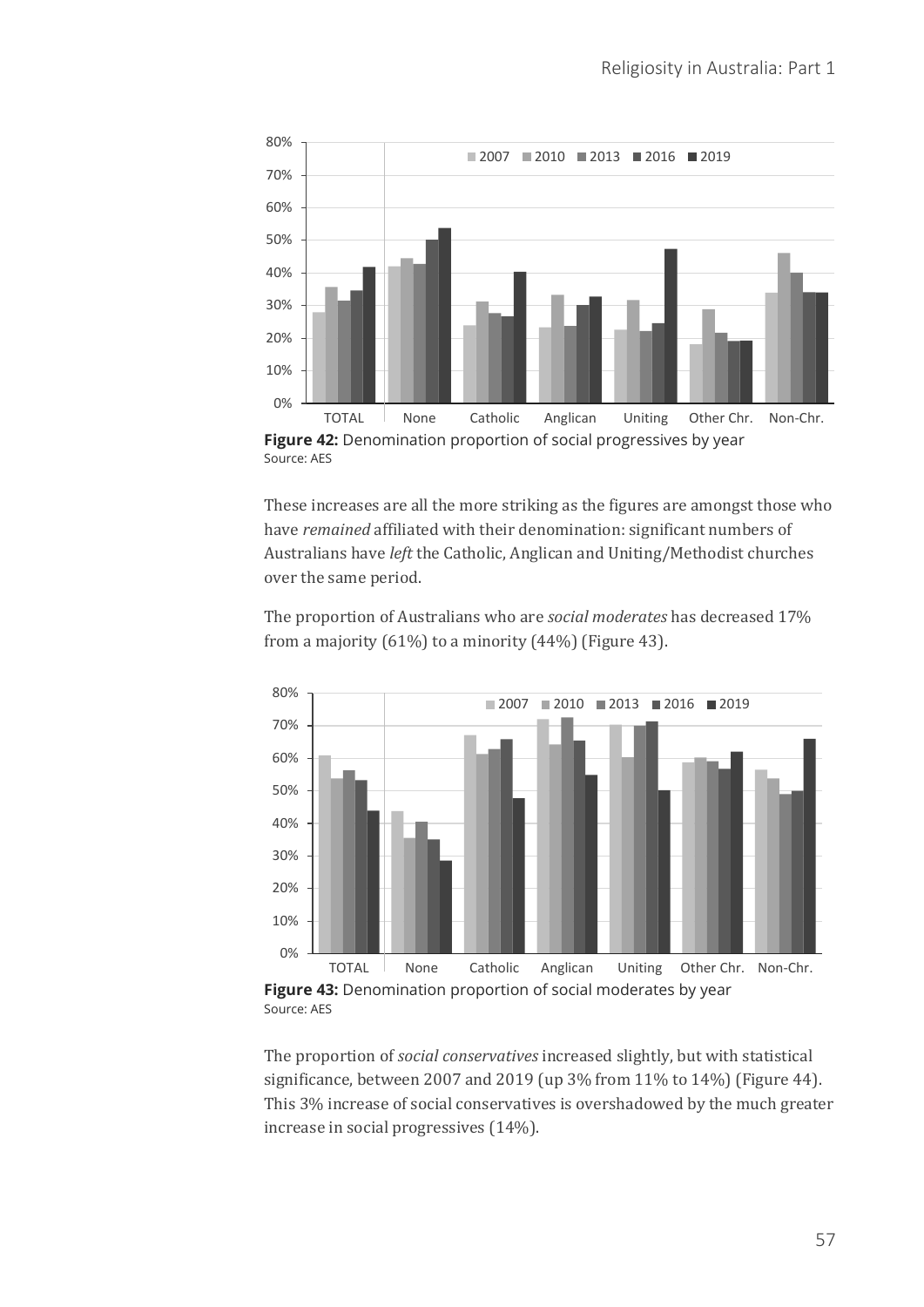**Figure 42:** Denomination proportion of social progressives by year
Source: AES

These increases are all the more striking as the figures are amongst those who have *remained* affiliated with their denomination: significant numbers of Australians have *left* the Catholic, Anglican and Uniting/Methodist churches over the same period.

The proportion of Australians who are *social moderates* has decreased 17% from a majority (61%) to a minority (44%) (Figure 43).

**Figure 43:** Denomination proportion of social moderates by year
Source: AES

The proportion of *social conservatives* increased slightly, but with statistical significance, between 2007 and 2019 (up 3% from 11% to 14%) (Figure 44). This 3% increase of social conservatives is overshadowed by the much greater increase in social progressives (14%).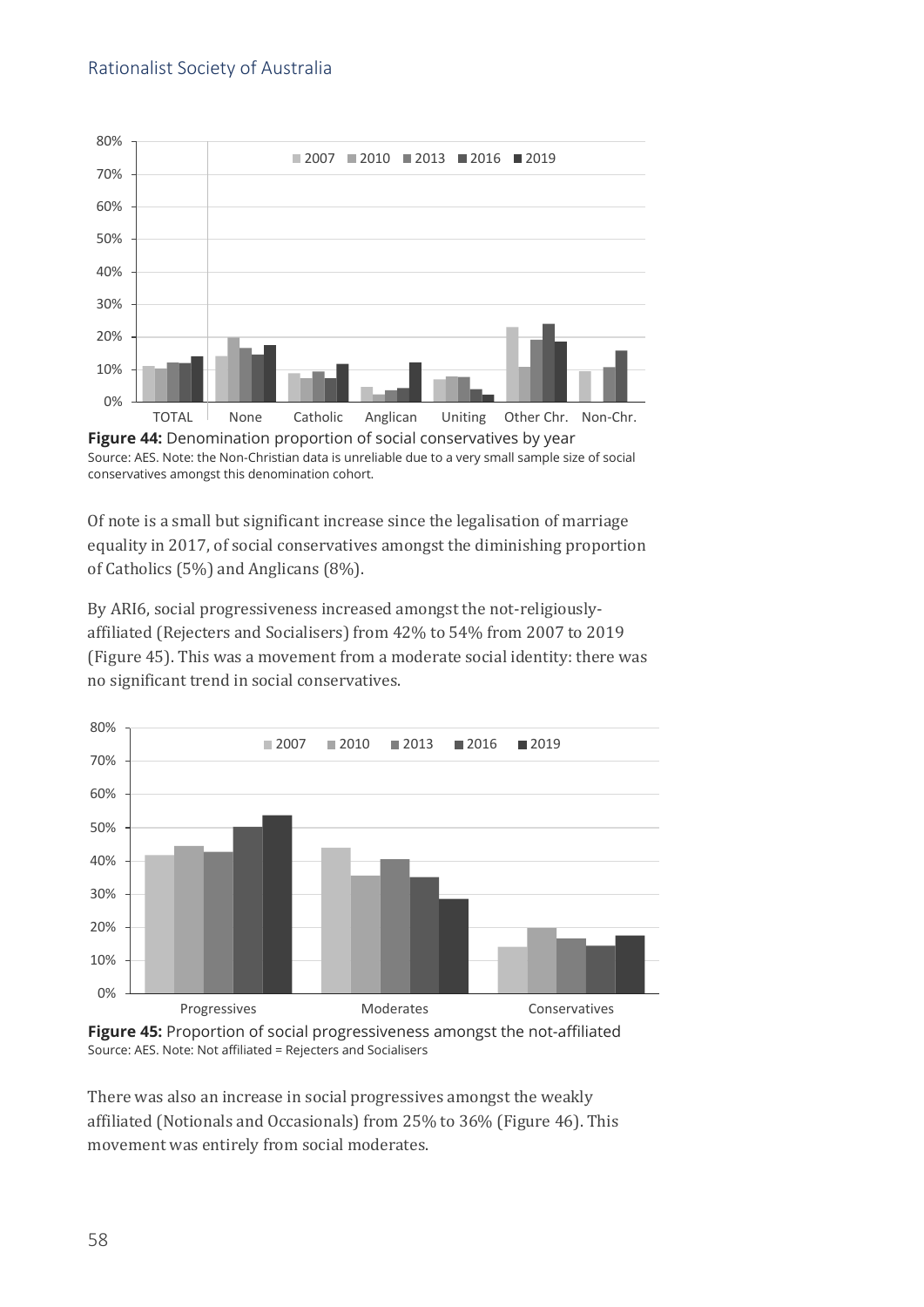**Figure 44:** Denomination proportion of social conservatives by year
Source: AES. Note: the Non-Christian data is unreliable due to a very small sample size of social conservatives amongst this denomination cohort.

Of note is a small but significant increase since the legalisation of marriage equality in 2017, of social conservatives amongst the diminishing proportion of Catholics (5%) and Anglicans (8%).

By ARI6, social progressiveness increased amongst the not-religiously-affiliated (Rejecters and Socialisers) from 42% to 54% from 2007 to 2019 (Figure 45). This was a movement from a moderate social identity: there was no significant trend in social conservatives.

**Figure 45:** Proportion of social progressiveness amongst the not-affiliated
Source: AES. Note: Not affiliated = Rejecters and Socialisers

There was also an increase in social progressives amongst the weakly affiliated (Notionals and Occasionals) from 25% to 36% (Figure 46). This movement was entirely from social moderates.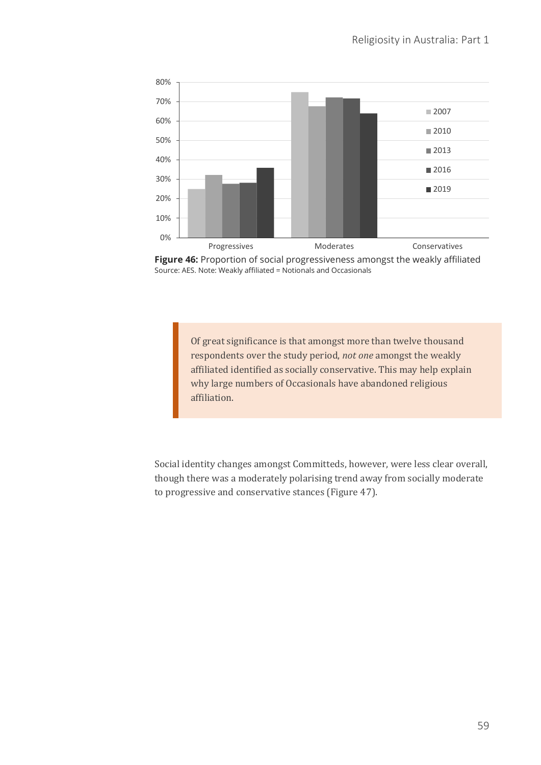**Figure 46:** Proportion of social progressiveness amongst the weakly affiliated
Source: AES. Note: Weakly affiliated = Notionals and Occasionals

> Of great significance is that amongst more than twelve thousand respondents over the study period, *not one* amongst the weakly affiliated identified as socially conservative. This may help explain why large numbers of Occasionals have abandoned religious affiliation.

Social identity changes amongst Committeds, however, were less clear overall, though there was a moderately polarising trend away from socially moderate to progressive and conservative stances (Figure 47).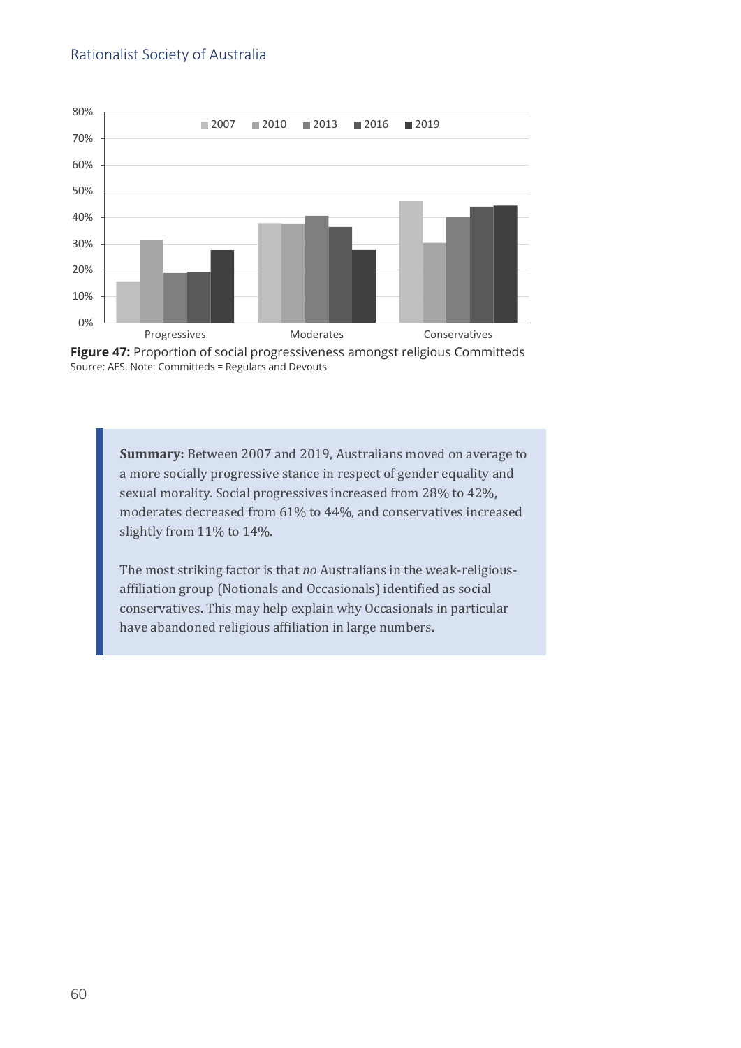**Figure 47:** Proportion of social progressiveness amongst religious Committeds
Source: AES. Note: Committeds = Regulars and Devouts

> **Summary:** Between 2007 and 2019, Australians moved on average to a more socially progressive stance in respect of gender equality and sexual morality. Social progressives increased from 28% to 42%, moderates decreased from 61% to 44%, and conservatives increased slightly from 11% to 14%.
>
> The most striking factor is that *no* Australians in the weak-religious-affiliation group (Notionals and Occasionals) identified as social conservatives. This may help explain why Occasionals in particular have abandoned religious affiliation in large numbers.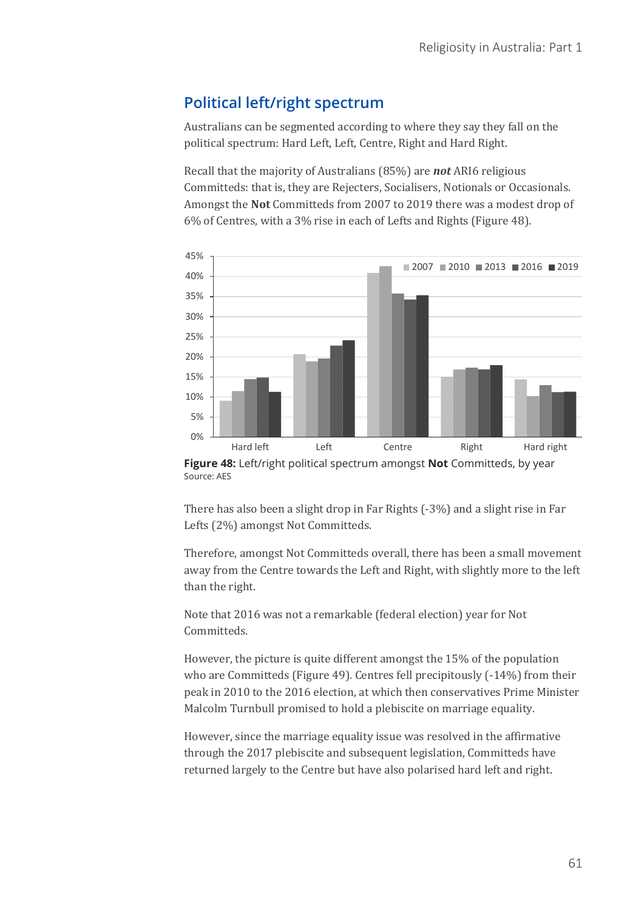## Political left/right spectrum

Australians can be segmented according to where they say they fall on the political spectrum: Hard Left, Left, Centre, Right and Hard Right.

Recall that the majority of Australians (85%) are ***not*** ARI6 religious Committeds: that is, they are Rejecters, Socialisers, Notionals or Occasionals. Amongst the **Not** Committeds from 2007 to 2019 there was a modest drop of 6% of Centres, with a 3% rise in each of Lefts and Rights (Figure 48).

**Figure 48:** Left/right political spectrum amongst **Not** Committeds, by year
Source: AES

There has also been a slight drop in Far Rights (-3%) and a slight rise in Far Lefts (2%) amongst Not Committeds.

Therefore, amongst Not Committeds overall, there has been a small movement away from the Centre towards the Left and Right, with slightly more to the left than the right.

Note that 2016 was not a remarkable (federal election) year for Not Committeds.

However, the picture is quite different amongst the 15% of the population who are Committeds (Figure 49). Centres fell precipitously (-14%) from their peak in 2010 to the 2016 election, at which then conservatives Prime Minister Malcolm Turnbull promised to hold a plebiscite on marriage equality.

However, since the marriage equality issue was resolved in the affirmative through the 2017 plebiscite and subsequent legislation, Committeds have returned largely to the Centre but have also polarised hard left and right.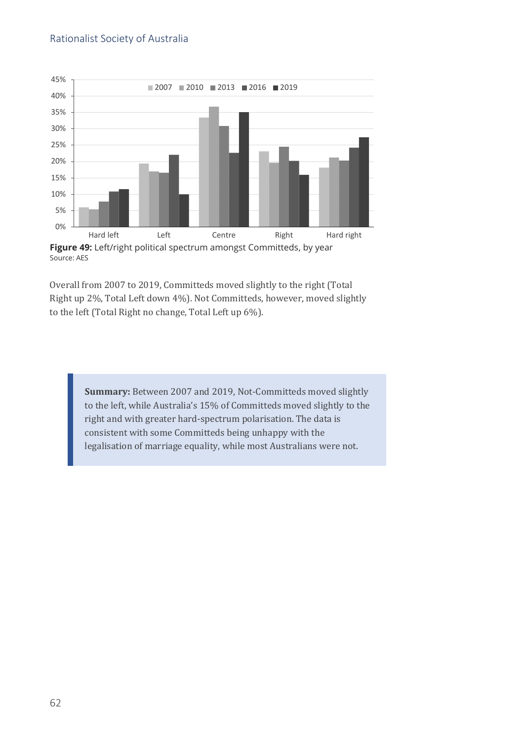**Figure 49:** Left/right political spectrum amongst Committeds, by year
Source: AES

Overall from 2007 to 2019, Committeds moved slightly to the right (Total Right up 2%, Total Left down 4%). Not Committeds, however, moved slightly to the left (Total Right no change, Total Left up 6%).

> **Summary:** Between 2007 and 2019, Not-Committeds moved slightly to the left, while Australia's 15% of Committeds moved slightly to the right and with greater hard-spectrum polarisation. The data is consistent with some Committeds being unhappy with the legalisation of marriage equality, while most Australians were not.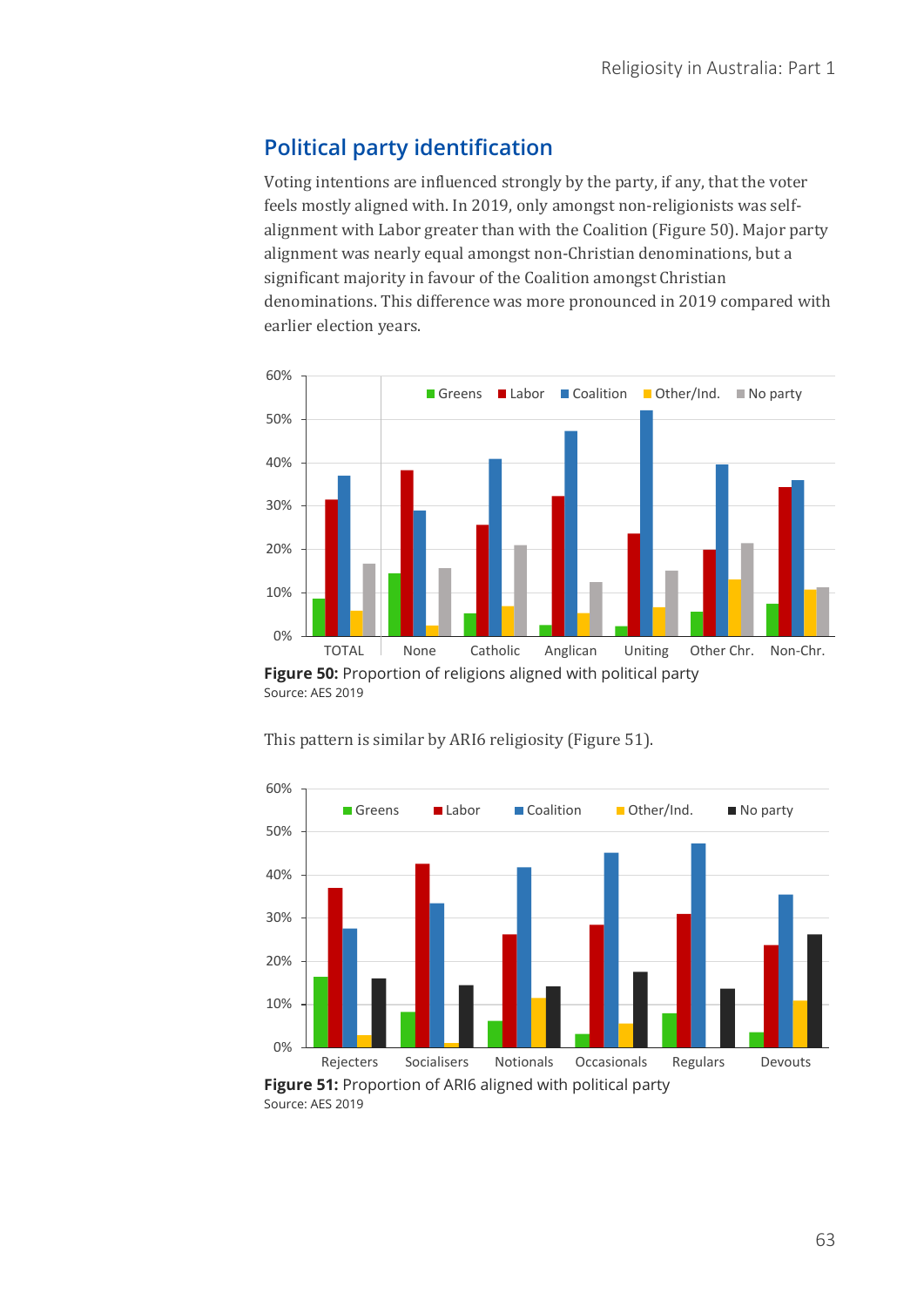## Political party identification

Voting intentions are influenced strongly by the party, if any, that the voter feels mostly aligned with. In 2019, only amongst non-religionists was self-alignment with Labor greater than with the Coalition (Figure 50). Major party alignment was nearly equal amongst non-Christian denominations, but a significant majority in favour of the Coalition amongst Christian denominations. This difference was more pronounced in 2019 compared with earlier election years.

**Figure 50:** Proportion of religions aligned with political party
Source: AES 2019

This pattern is similar by ARI6 religiosity (Figure 51).

**Figure 51:** Proportion of ARI6 aligned with political party
Source: AES 2019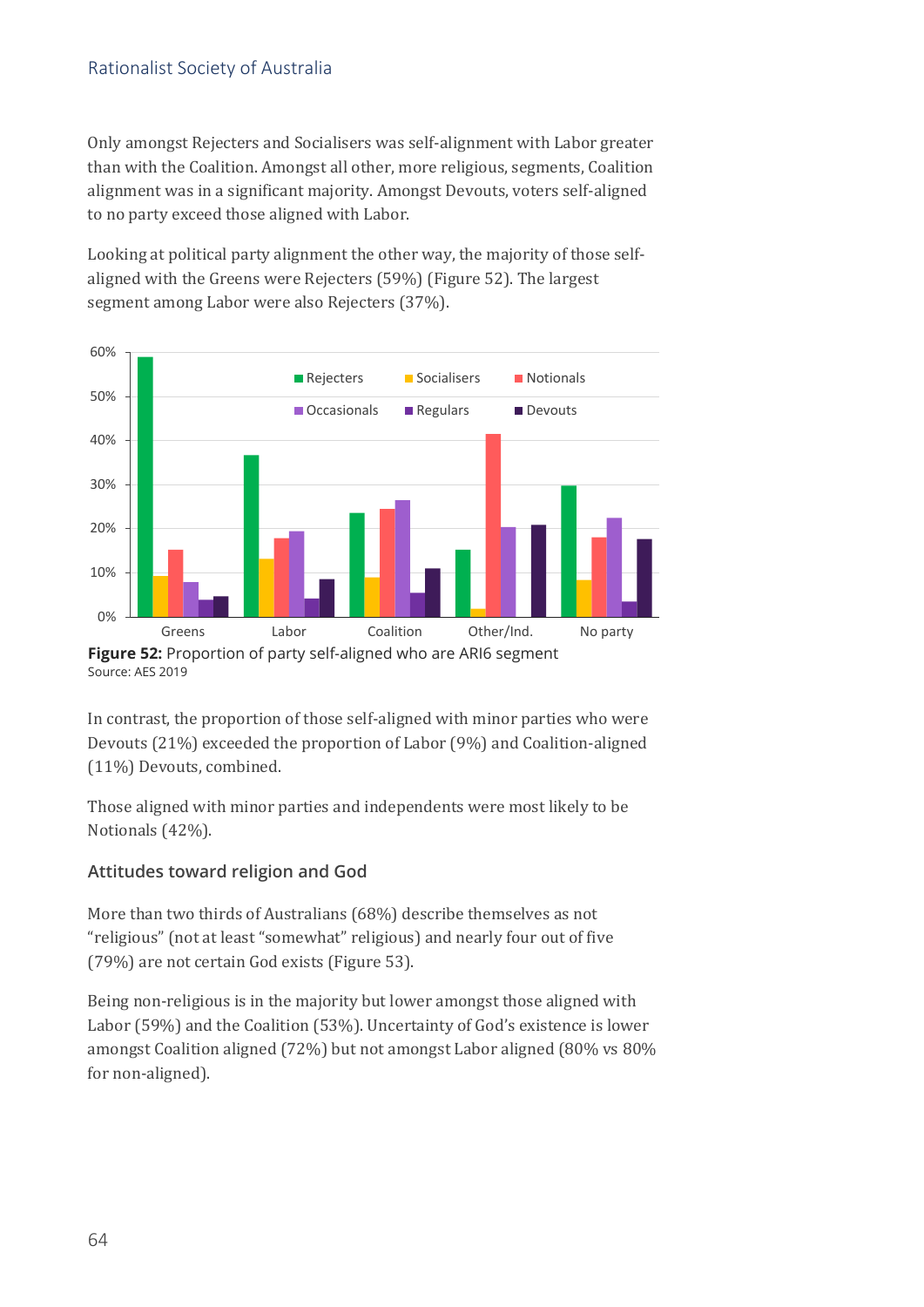Only amongst Rejecters and Socialisers was self-alignment with Labor greater than with the Coalition. Amongst all other, more religious, segments, Coalition alignment was in a significant majority. Amongst Devouts, voters self-aligned to no party exceed those aligned with Labor.

Looking at political party alignment the other way, the majority of those self-aligned with the Greens were Rejecters (59%) (Figure 52). The largest segment among Labor were also Rejecters (37%).

**Figure 52:** Proportion of party self-aligned who are ARI6 segment
Source: AES 2019

In contrast, the proportion of those self-aligned with minor parties who were Devouts (21%) exceeded the proportion of Labor (9%) and Coalition-aligned (11%) Devouts, combined.

Those aligned with minor parties and independents were most likely to be Notionals (42%).

### Attitudes toward religion and God

More than two thirds of Australians (68%) describe themselves as not "religious" (not at least "somewhat" religious) and nearly four out of five (79%) are not certain God exists (Figure 53).

Being non-religious is in the majority but lower amongst those aligned with Labor (59%) and the Coalition (53%). Uncertainty of God's existence is lower amongst Coalition aligned (72%) but not amongst Labor aligned (80% vs 80% for non-aligned).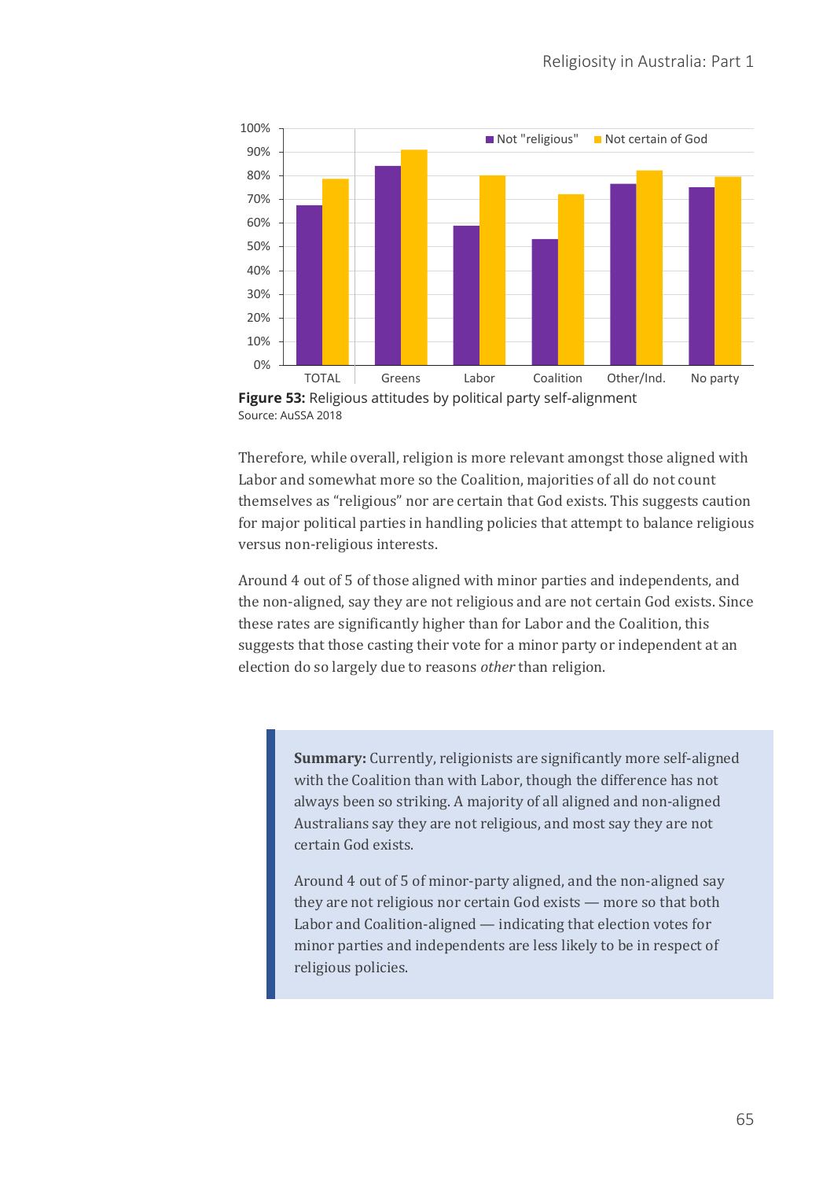**Figure 53:** Religious attitudes by political party self-alignment
Source: AuSSA 2018

Therefore, while overall, religion is more relevant amongst those aligned with Labor and somewhat more so the Coalition, majorities of all do not count themselves as "religious" nor are certain that God exists. This suggests caution for major political parties in handling policies that attempt to balance religious versus non-religious interests.

Around 4 out of 5 of those aligned with minor parties and independents, and the non-aligned, say they are not religious and are not certain God exists. Since these rates are significantly higher than for Labor and the Coalition, this suggests that those casting their vote for a minor party or independent at an election do so largely due to reasons *other* than religion.

> **Summary:** Currently, religionists are significantly more self-aligned with the Coalition than with Labor, though the difference has not always been so striking. A majority of all aligned and non-aligned Australians say they are not religious, and most say they are not certain God exists.
>
> Around 4 out of 5 of minor-party aligned, and the non-aligned say they are not religious nor certain God exists — more so that both Labor and Coalition-aligned — indicating that election votes for minor parties and independents are less likely to be in respect of religious policies.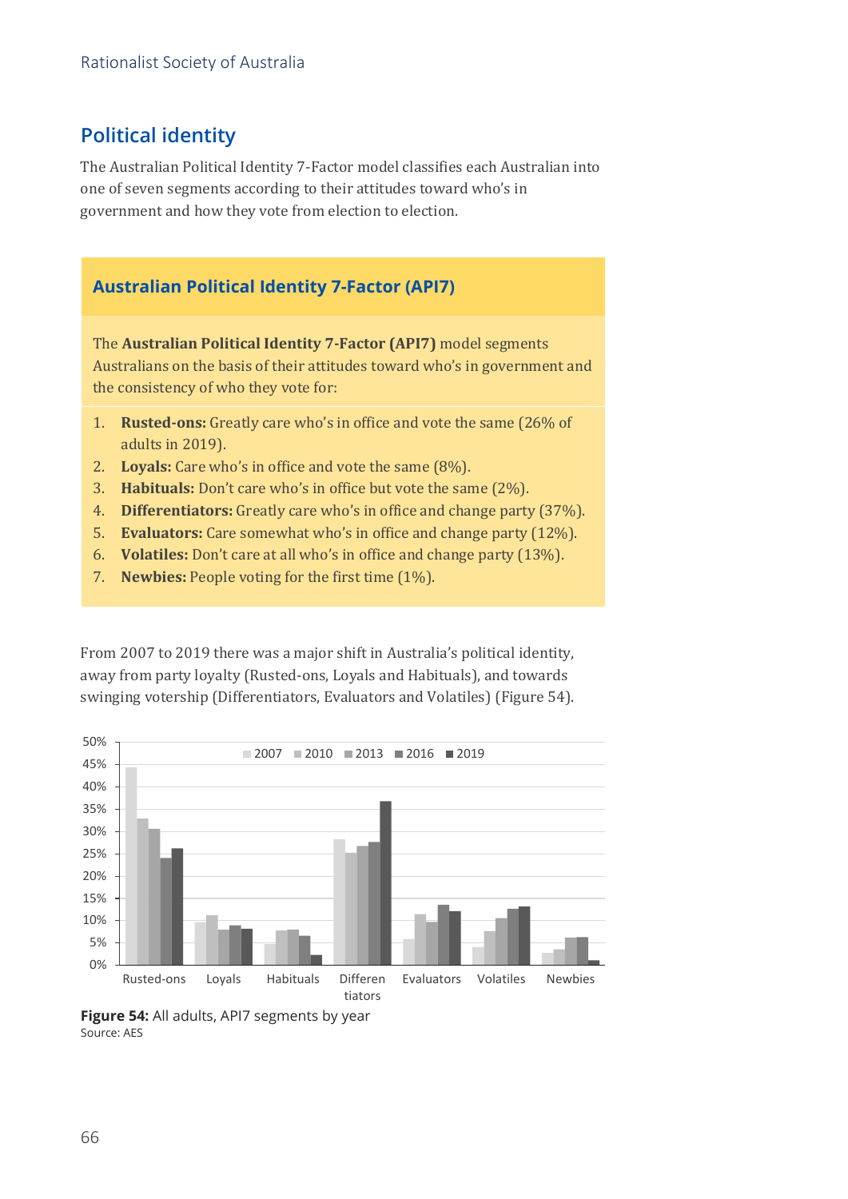## Political identity

The Australian Political Identity 7-Factor model classifies each Australian into one of seven segments according to their attitudes toward who's in government and how they vote from election to election.

### Australian Political Identity 7-Factor (API7)

The **Australian Political Identity 7-Factor (API7)** model segments Australians on the basis of their attitudes toward who's in government and the consistency of who they vote for:

1. **Rusted-ons:** Greatly care who's in office and vote the same (26% of adults in 2019).
2. **Loyals:** Care who's in office and vote the same (8%).
3. **Habituals:** Don't care who's in office but vote the same (2%).
4. **Differentiators:** Greatly care who's in office and change party (37%).
5. **Evaluators:** Care somewhat who's in office and change party (12%).
6. **Volatiles:** Don't care at all who's in office and change party (13%).
7. **Newbies:** People voting for the first time (1%).

From 2007 to 2019 there was a major shift in Australia's political identity, away from party loyalty (Rusted-ons, Loyals and Habituals), and towards swinging votership (Differentiators, Evaluators and Volatiles) (Figure 54).

**Figure 54:** All adults, API7 segments by year
Source: AES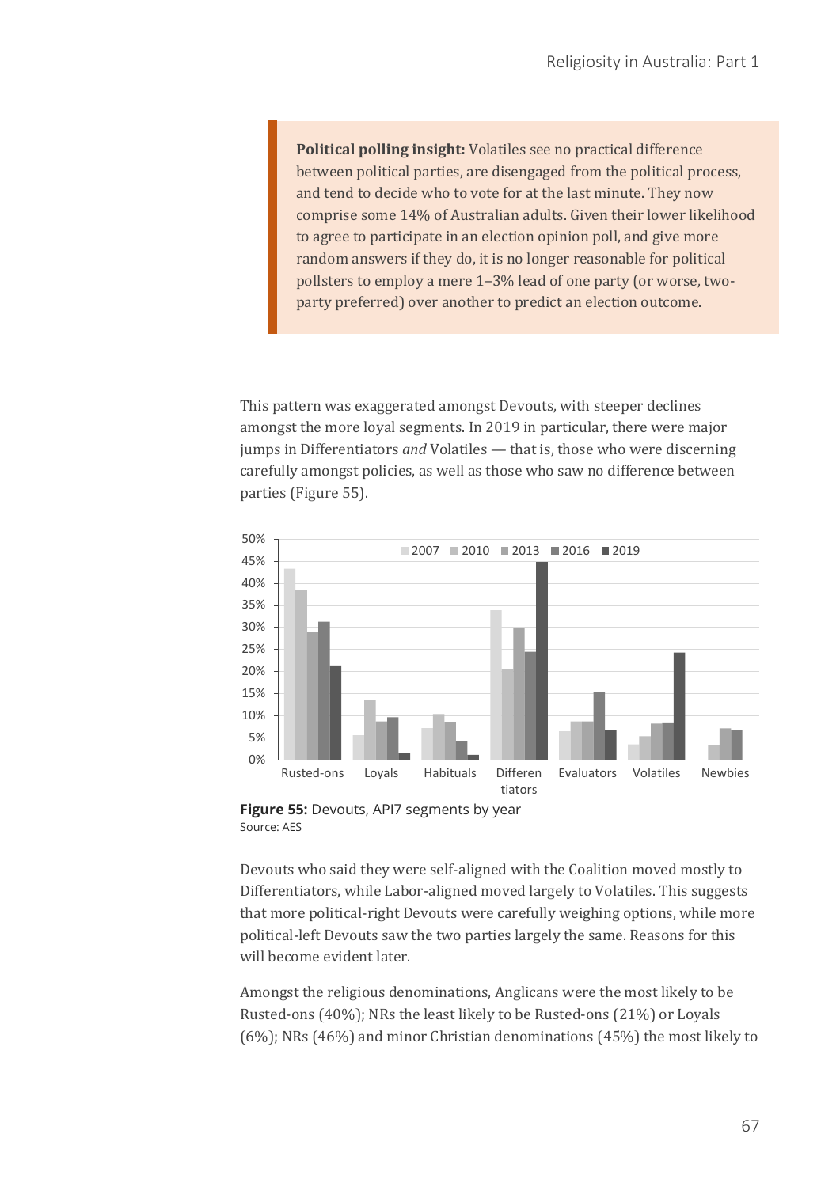> **Political polling insight:** Volatiles see no practical difference between political parties, are disengaged from the political process, and tend to decide who to vote for at the last minute. They now comprise some 14% of Australian adults. Given their lower likelihood to agree to participate in an election opinion poll, and give more random answers if they do, it is no longer reasonable for political pollsters to employ a mere 1–3% lead of one party (or worse, two-party preferred) over another to predict an election outcome.

This pattern was exaggerated amongst Devouts, with steeper declines amongst the more loyal segments. In 2019 in particular, there were major jumps in Differentiators *and* Volatiles — that is, those who were discerning carefully amongst policies, as well as those who saw no difference between parties (Figure 55).

**Figure 55:** Devouts, API7 segments by year
Source: AES

Devouts who said they were self-aligned with the Coalition moved mostly to Differentiators, while Labor-aligned moved largely to Volatiles. This suggests that more political-right Devouts were carefully weighing options, while more political-left Devouts saw the two parties largely the same. Reasons for this will become evident later.

Amongst the religious denominations, Anglicans were the most likely to be Rusted-ons (40%); NRs the least likely to be Rusted-ons (21%) or Loyals (6%); NRs (46%) and minor Christian denominations (45%) the most likely to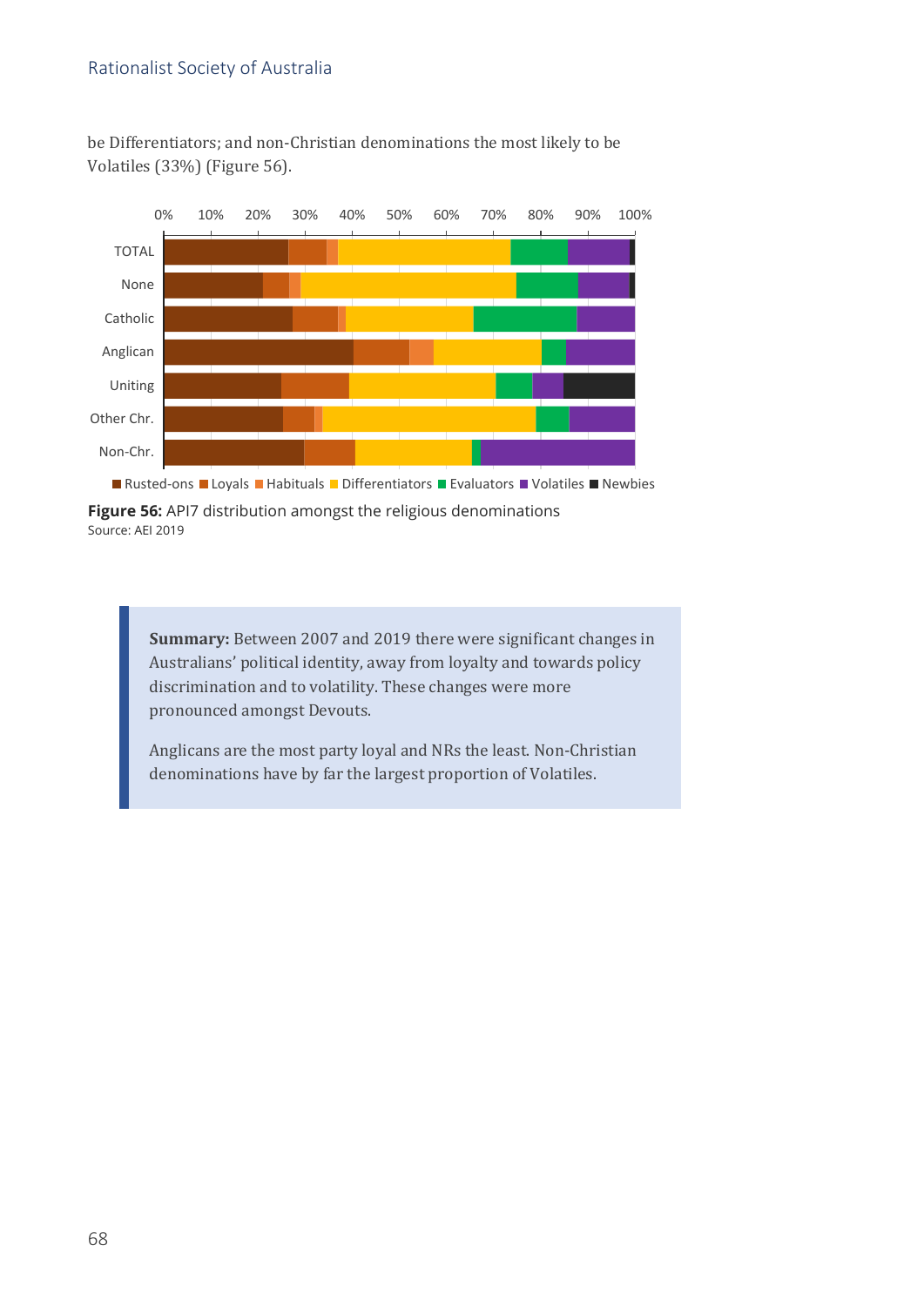be Differentiators; and non-Christian denominations the most likely to be Volatiles (33%) (Figure 56).

**Figure 56:** API7 distribution amongst the religious denominations
Source: AEI 2019

> **Summary:** Between 2007 and 2019 there were significant changes in Australians' political identity, away from loyalty and towards policy discrimination and to volatility. These changes were more pronounced amongst Devouts.
>
> Anglicans are the most party loyal and NRs the least. Non-Christian denominations have by far the largest proportion of Volatiles.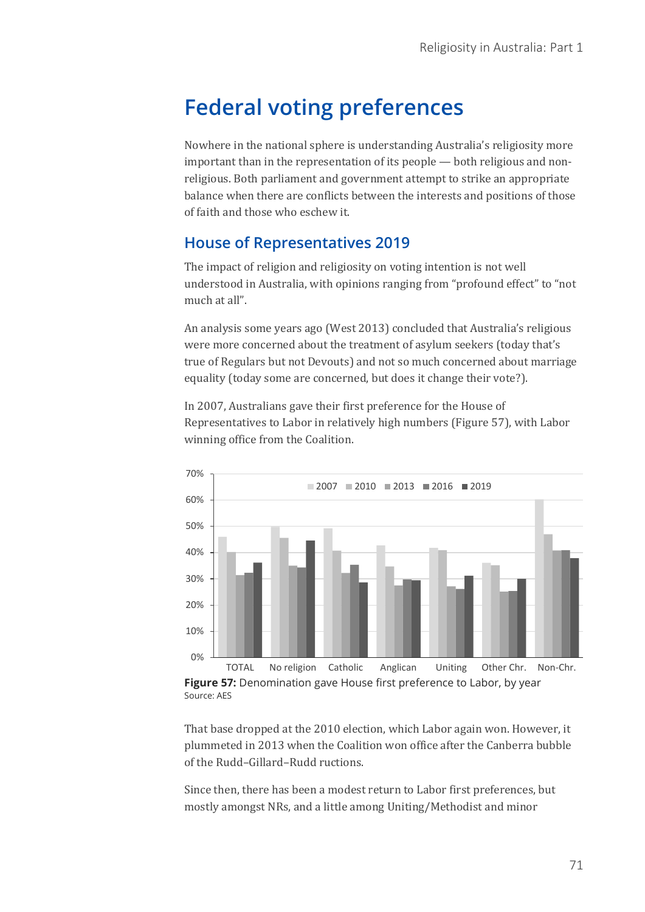# Federal voting preferences

Nowhere in the national sphere is understanding Australia's religiosity more important than in the representation of its people — both religious and non-religious. Both parliament and government attempt to strike an appropriate balance when there are conflicts between the interests and positions of those of faith and those who eschew it.

## House of Representatives 2019

The impact of religion and religiosity on voting intention is not well understood in Australia, with opinions ranging from "profound effect" to "not much at all".

An analysis some years ago (West 2013) concluded that Australia's religious were more concerned about the treatment of asylum seekers (today that's true of Regulars but not Devouts) and not so much concerned about marriage equality (today some are concerned, but does it change their vote?).

In 2007, Australians gave their first preference for the House of Representatives to Labor in relatively high numbers (Figure 57), with Labor winning office from the Coalition.

**Figure 57:** Denomination gave House first preference to Labor, by year
Source: AES

That base dropped at the 2010 election, which Labor again won. However, it plummeted in 2013 when the Coalition won office after the Canberra bubble of the Rudd–Gillard–Rudd ructions.

Since then, there has been a modest return to Labor first preferences, but mostly amongst NRs, and a little among Uniting/Methodist and minor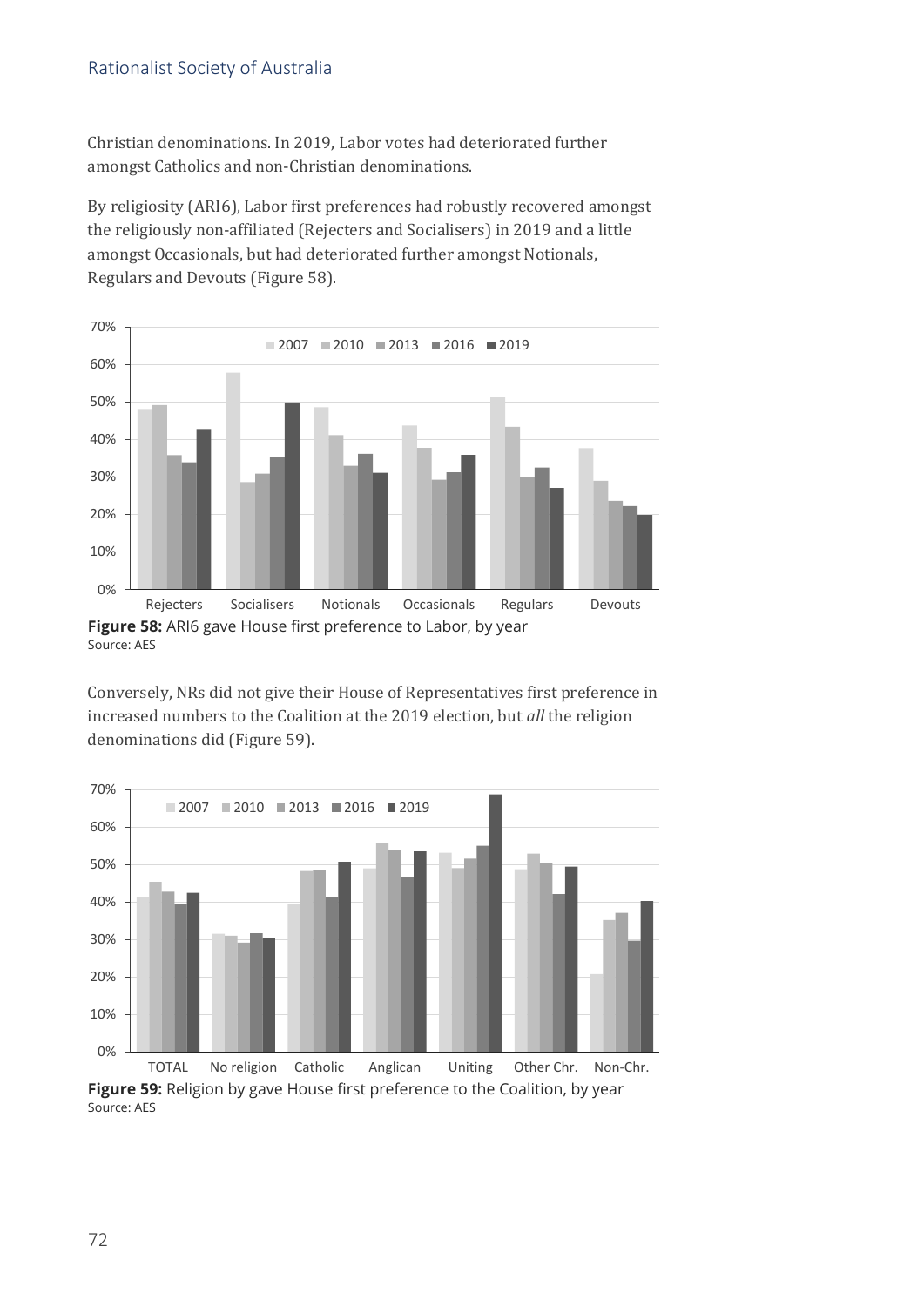Christian denominations. In 2019, Labor votes had deteriorated further amongst Catholics and non-Christian denominations.

By religiosity (ARI6), Labor first preferences had robustly recovered amongst the religiously non-affiliated (Rejecters and Socialisers) in 2019 and a little amongst Occasionals, but had deteriorated further amongst Notionals, Regulars and Devouts (Figure 58).

**Figure 58:** ARI6 gave House first preference to Labor, by year
Source: AES

Conversely, NRs did not give their House of Representatives first preference in increased numbers to the Coalition at the 2019 election, but *all* the religion denominations did (Figure 59).

**Figure 59:** Religion by gave House first preference to the Coalition, by year
Source: AES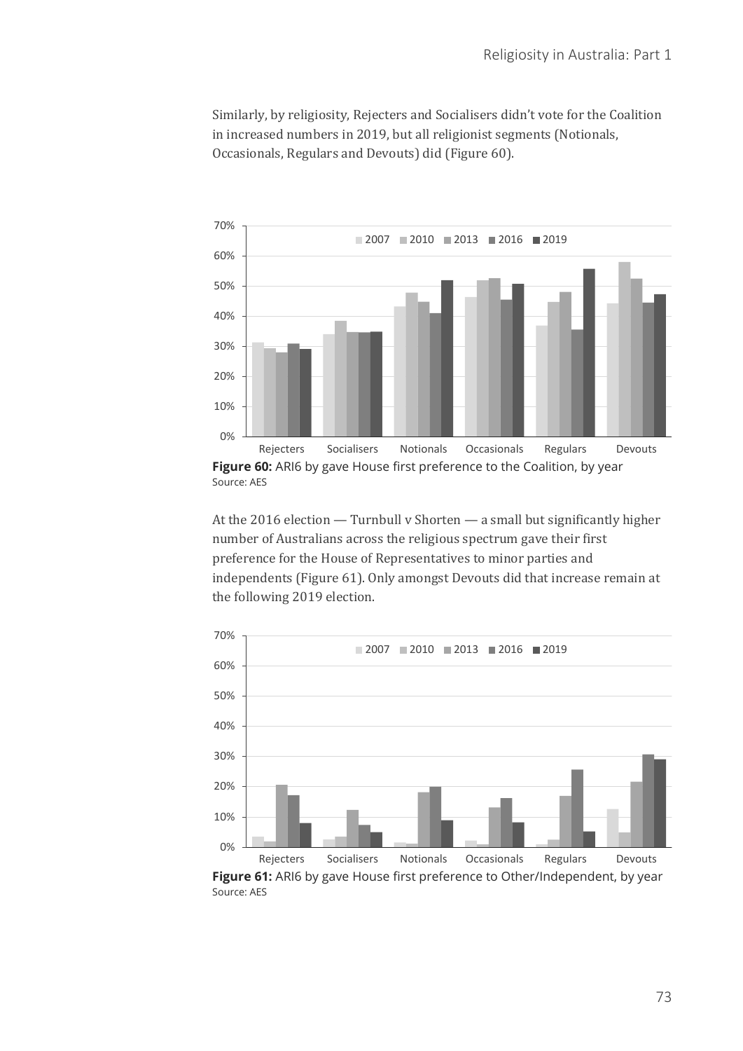Similarly, by religiosity, Rejecters and Socialisers didn't vote for the Coalition in increased numbers in 2019, but all religionist segments (Notionals, Occasionals, Regulars and Devouts) did (Figure 60).

**Figure 60:** ARI6 by gave House first preference to the Coalition, by year
Source: AES

At the 2016 election — Turnbull v Shorten — a small but significantly higher number of Australians across the religious spectrum gave their first preference for the House of Representatives to minor parties and independents (Figure 61). Only amongst Devouts did that increase remain at the following 2019 election.

**Figure 61:** ARI6 by gave House first preference to Other/Independent, by year
Source: AES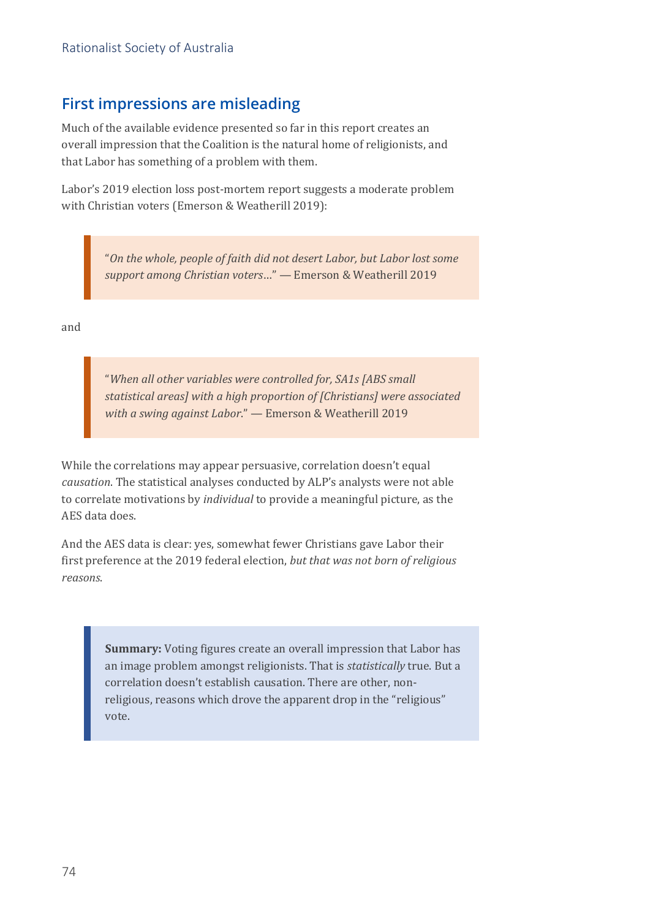## First impressions are misleading

Much of the available evidence presented so far in this report creates an overall impression that the Coalition is the natural home of religionists, and that Labor has something of a problem with them.

Labor's 2019 election loss post-mortem report suggests a moderate problem with Christian voters (Emerson & Weatherill 2019):

> "*On the whole, people of faith did not desert Labor, but Labor lost some support among Christian voters*…" — Emerson & Weatherill 2019

and

> "*When all other variables were controlled for, SA1s [ABS small statistical areas] with a high proportion of [Christians] were associated with a swing against Labor.*" — Emerson & Weatherill 2019

While the correlations may appear persuasive, correlation doesn't equal *causation*. The statistical analyses conducted by ALP's analysts were not able to correlate motivations by *individual* to provide a meaningful picture, as the AES data does.

And the AES data is clear: yes, somewhat fewer Christians gave Labor their first preference at the 2019 federal election, *but that was not born of religious reasons*.

> **Summary:** Voting figures create an overall impression that Labor has an image problem amongst religionists. That is *statistically* true. But a correlation doesn't establish causation. There are other, non-religious, reasons which drove the apparent drop in the "religious" vote.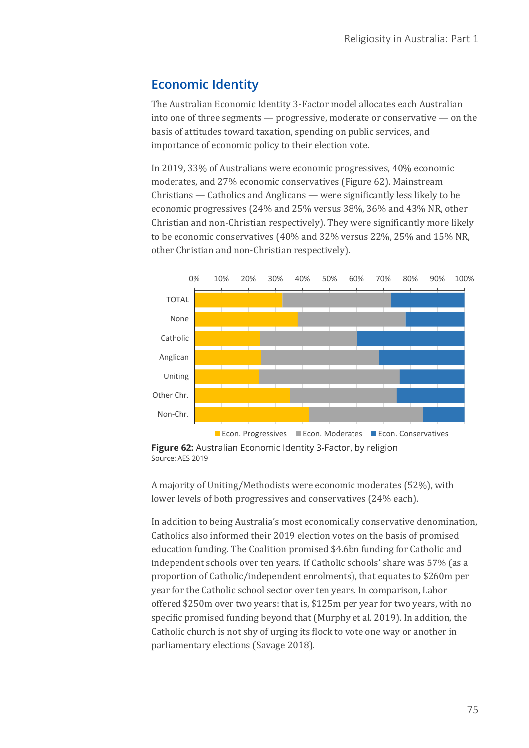## Economic Identity

The Australian Economic Identity 3-Factor model allocates each Australian into one of three segments — progressive, moderate or conservative — on the basis of attitudes toward taxation, spending on public services, and importance of economic policy to their election vote.

In 2019, 33% of Australians were economic progressives, 40% economic moderates, and 27% economic conservatives (Figure 62). Mainstream Christians — Catholics and Anglicans — were significantly less likely to be economic progressives (24% and 25% versus 38%, 36% and 43% NR, other Christian and non-Christian respectively). They were significantly more likely to be economic conservatives (40% and 32% versus 22%, 25% and 15% NR, other Christian and non-Christian respectively).

**Figure 62:** Australian Economic Identity 3-Factor, by religion
Source: AES 2019

A majority of Uniting/Methodists were economic moderates (52%), with lower levels of both progressives and conservatives (24% each).

In addition to being Australia's most economically conservative denomination, Catholics also informed their 2019 election votes on the basis of promised education funding. The Coalition promised $4.6bn funding for Catholic and independent schools over ten years. If Catholic schools' share was 57% (as a proportion of Catholic/independent enrolments), that equates to $260m per year for the Catholic school sector over ten years. In comparison, Labor offered $250m over two years: that is, $125m per year for two years, with no specific promised funding beyond that (Murphy et al. 2019). In addition, the Catholic church is not shy of urging its flock to vote one way or another in parliamentary elections (Savage 2018).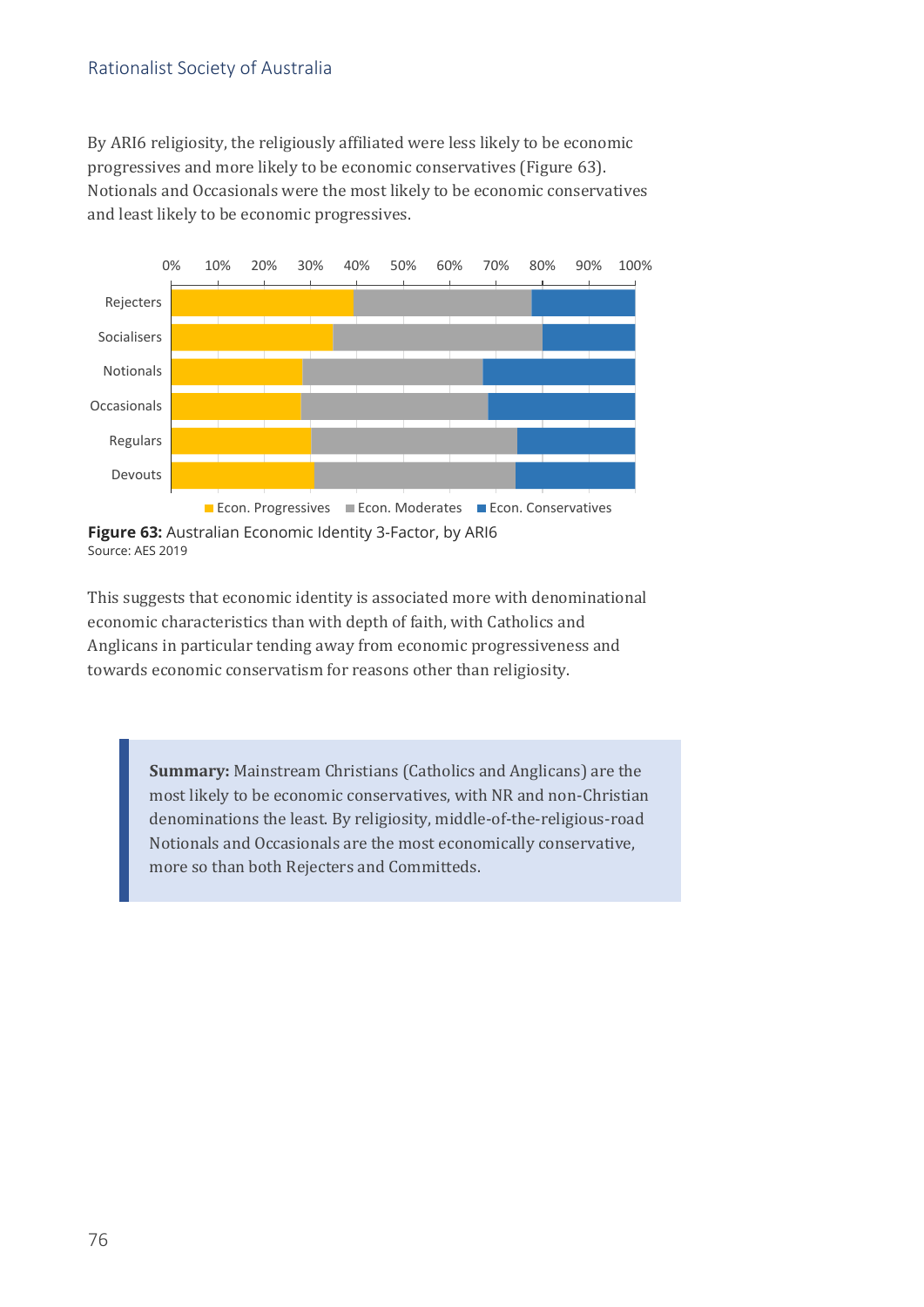By ARI6 religiosity, the religiously affiliated were less likely to be economic progressives and more likely to be economic conservatives (Figure 63). Notionals and Occasionals were the most likely to be economic conservatives and least likely to be economic progressives.

**Figure 63:** Australian Economic Identity 3-Factor, by ARI6
Source: AES 2019

This suggests that economic identity is associated more with denominational economic characteristics than with depth of faith, with Catholics and Anglicans in particular tending away from economic progressiveness and towards economic conservatism for reasons other than religiosity.

> **Summary:** Mainstream Christians (Catholics and Anglicans) are the most likely to be economic conservatives, with NR and non-Christian denominations the least. By religiosity, middle-of-the-religious-road Notionals and Occasionals are the most economically conservative, more so than both Rejecters and Committeds.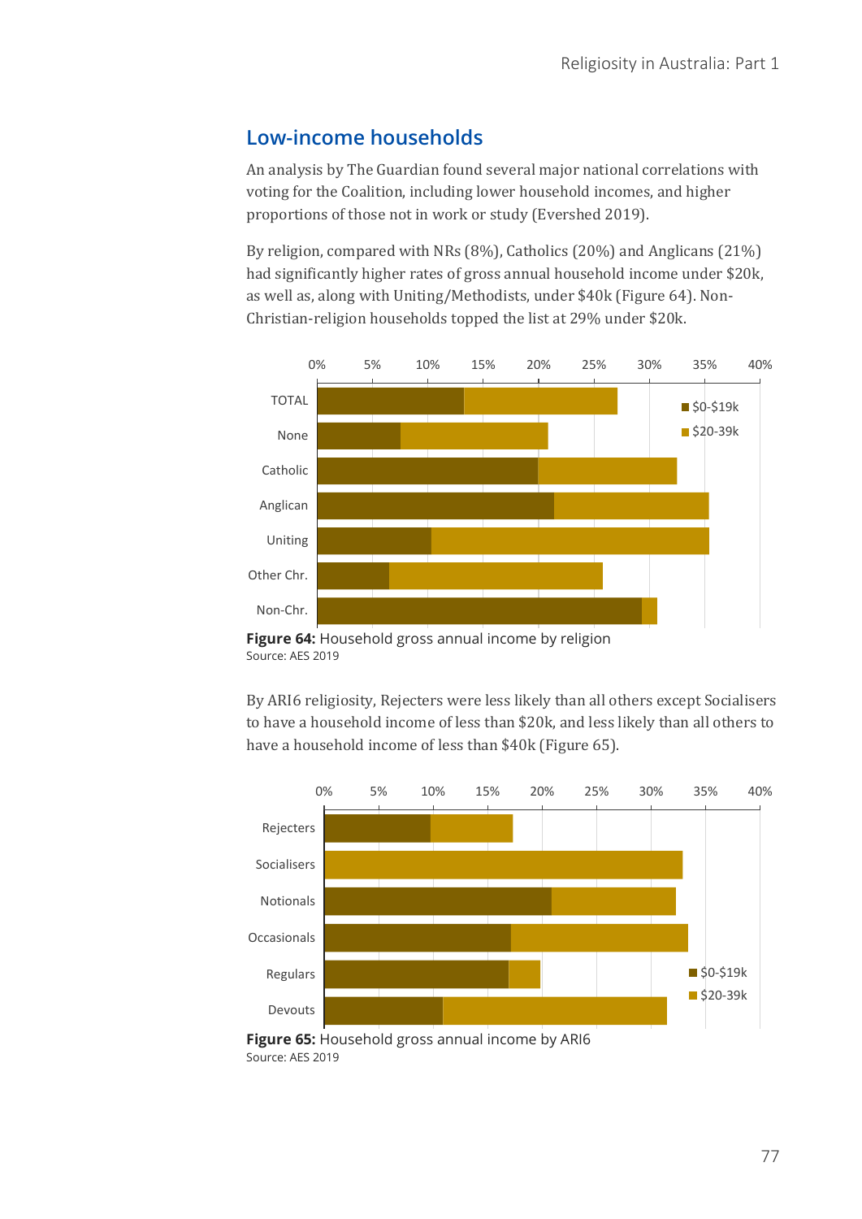## Low-income households

An analysis by The Guardian found several major national correlations with voting for the Coalition, including lower household incomes, and higher proportions of those not in work or study (Evershed 2019).

By religion, compared with NRs (8%), Catholics (20%) and Anglicans (21%) had significantly higher rates of gross annual household income under $20k, as well as, along with Uniting/Methodists, under $40k (Figure 64). Non-Christian-religion households topped the list at 29% under $20k.

**Figure 64:** Household gross annual income by religion
Source: AES 2019

By ARI6 religiosity, Rejecters were less likely than all others except Socialisers to have a household income of less than $20k, and less likely than all others to have a household income of less than $40k (Figure 65).

**Figure 65:** Household gross annual income by ARI6
Source: AES 2019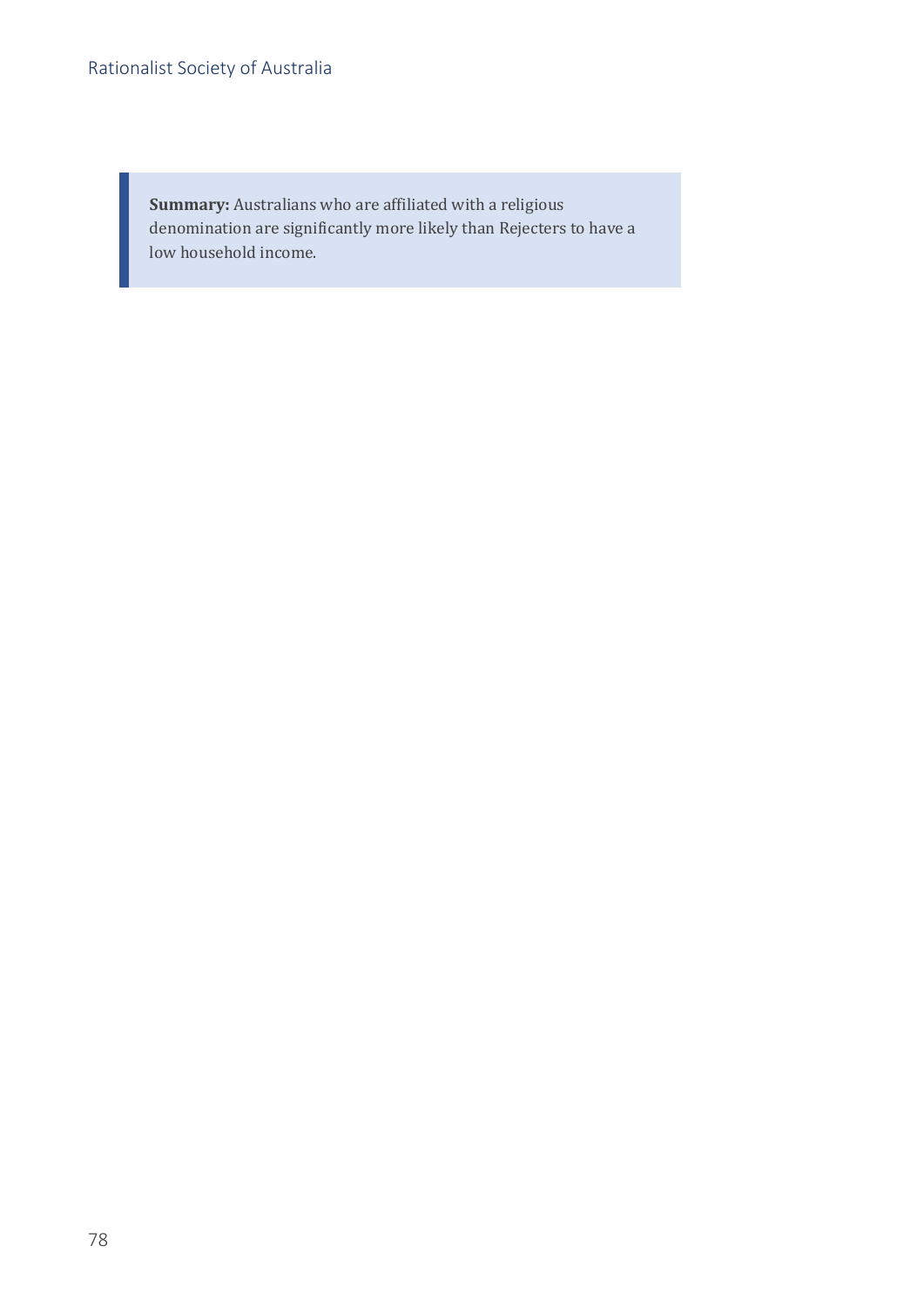> **Summary:** Australians who are affiliated with a religious denomination are significantly more likely than Rejecters to have a low household income.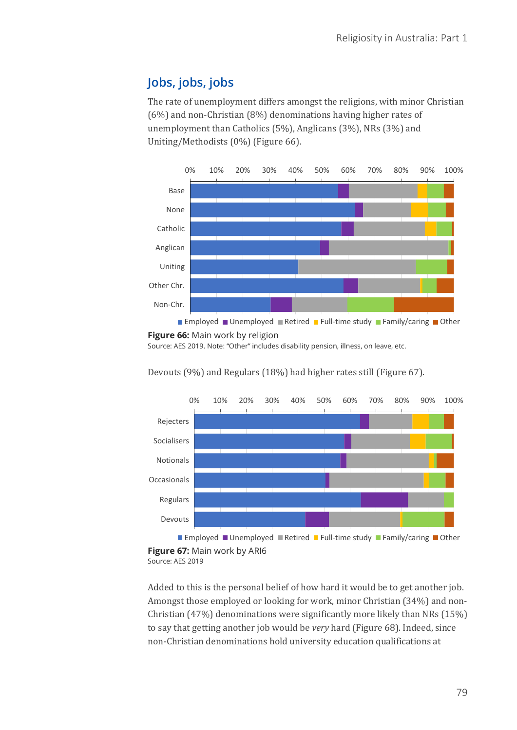## Jobs, jobs, jobs

The rate of unemployment differs amongst the religions, with minor Christian (6%) and non-Christian (8%) denominations having higher rates of unemployment than Catholics (5%), Anglicans (3%), NRs (3%) and Uniting/Methodists (0%) (Figure 66).

**Figure 66:** Main work by religion

Source: AES 2019. Note: "Other" includes disability pension, illness, on leave, etc.

Devouts (9%) and Regulars (18%) had higher rates still (Figure 67).

**Figure 67:** Main work by ARI6

Source: AES 2019

Added to this is the personal belief of how hard it would be to get another job. Amongst those employed or looking for work, minor Christian (34%) and non-Christian (47%) denominations were significantly more likely than NRs (15%) to say that getting another job would be *very* hard (Figure 68). Indeed, since non-Christian denominations hold university education qualifications at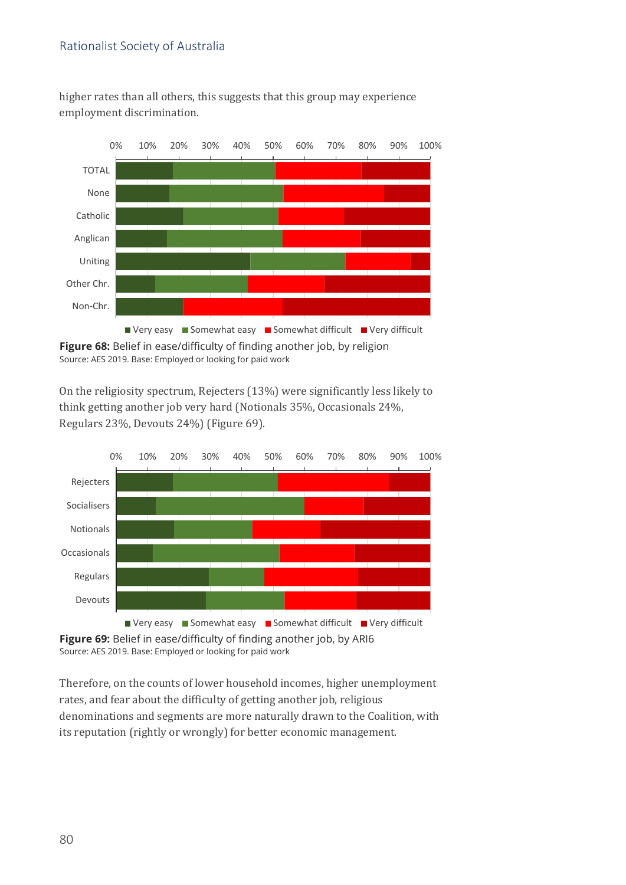higher rates than all others, this suggests that this group may experience employment discrimination.

**Figure 68:** Belief in ease/difficulty of finding another job, by religion
Source: AES 2019. Base: Employed or looking for paid work

On the religiosity spectrum, Rejecters (13%) were significantly less likely to think getting another job very hard (Notionals 35%, Occasionals 24%, Regulars 23%, Devouts 24%) (Figure 69).

**Figure 69:** Belief in ease/difficulty of finding another job, by ARI6
Source: AES 2019. Base: Employed or looking for paid work

Therefore, on the counts of lower household incomes, higher unemployment rates, and fear about the difficulty of getting another job, religious denominations and segments are more naturally drawn to the Coalition, with its reputation (rightly or wrongly) for better economic management.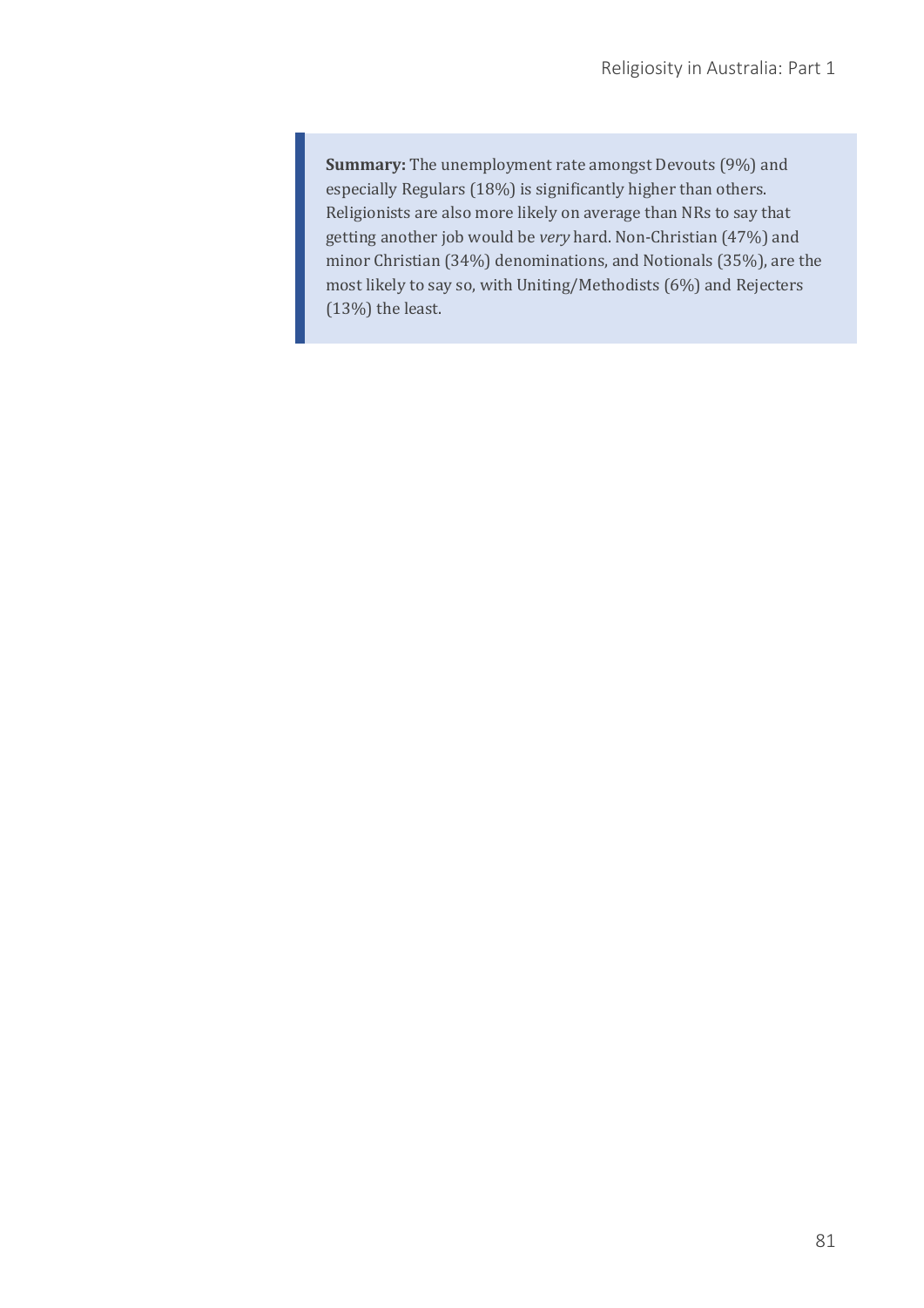**Summary:** The unemployment rate amongst Devouts (9%) and especially Regulars (18%) is significantly higher than others. Religionists are also more likely on average than NRs to say that getting another job would be *very* hard. Non-Christian (47%) and minor Christian (34%) denominations, and Notionals (35%), are the most likely to say so, with Uniting/Methodists (6%) and Rejecters (13%) the least.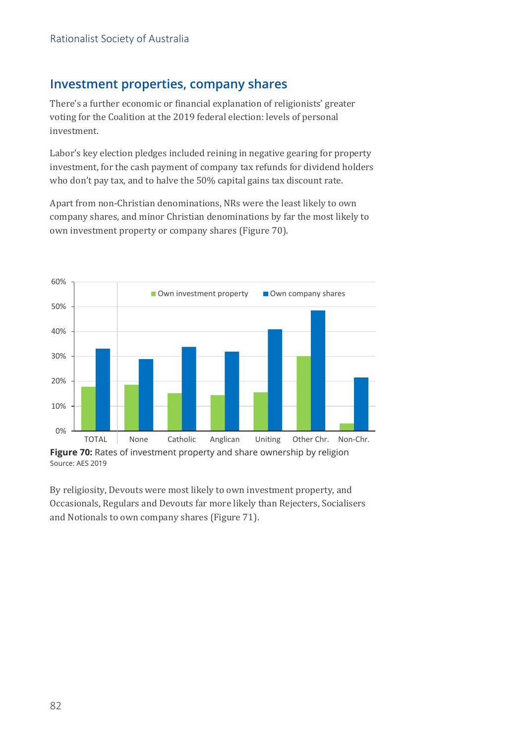## Investment properties, company shares

There's a further economic or financial explanation of religionists' greater voting for the Coalition at the 2019 federal election: levels of personal investment.

Labor's key election pledges included reining in negative gearing for property investment, for the cash payment of company tax refunds for dividend holders who don't pay tax, and to halve the 50% capital gains tax discount rate.

Apart from non-Christian denominations, NRs were the least likely to own company shares, and minor Christian denominations by far the most likely to own investment property or company shares (Figure 70).

**Figure 70:** Rates of investment property and share ownership by religion
Source: AES 2019

By religiosity, Devouts were most likely to own investment property, and Occasionals, Regulars and Devouts far more likely than Rejecters, Socialisers and Notionals to own company shares (Figure 71).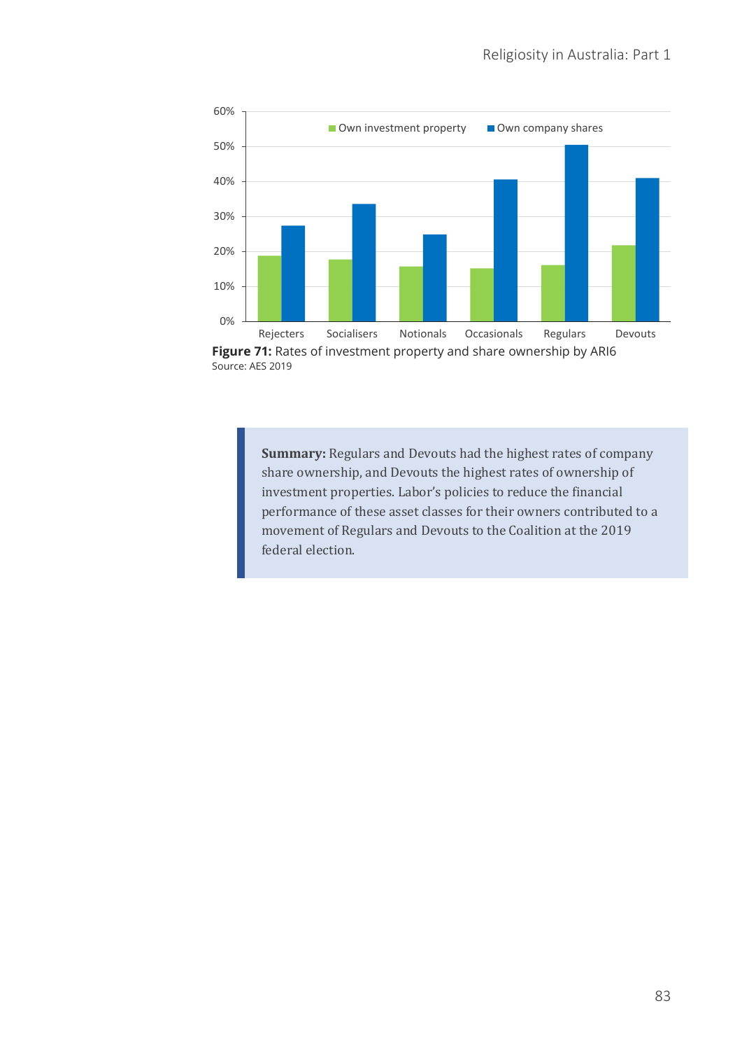**Figure 71:** Rates of investment property and share ownership by ARI6
Source: AES 2019

> **Summary:** Regulars and Devouts had the highest rates of company share ownership, and Devouts the highest rates of ownership of investment properties. Labor's policies to reduce the financial performance of these asset classes for their owners contributed to a movement of Regulars and Devouts to the Coalition at the 2019 federal election.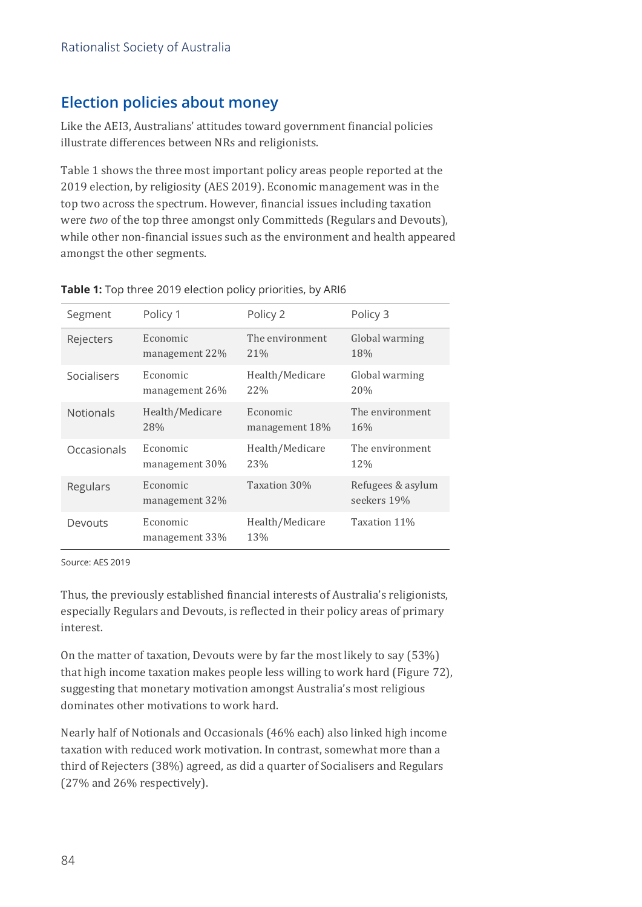## Election policies about money

Like the AEI3, Australians' attitudes toward government financial policies illustrate differences between NRs and religionists.

Table 1 shows the three most important policy areas people reported at the 2019 election, by religiosity (AES 2019). Economic management was in the top two across the spectrum. However, financial issues including taxation were *two* of the top three amongst only Committeds (Regulars and Devouts), while other non-financial issues such as the environment and health appeared amongst the other segments.

**Table 1:** Top three 2019 election policy priorities, by ARI6

| Segment | Policy 1 | Policy 2 | Policy 3 |
|---|---|---|---|
| Rejecters | Economic management 22% | The environment 21% | Global warming 18% |
| Socialisers | Economic management 26% | Health/Medicare 22% | Global warming 20% |
| Notionals | Health/Medicare 28% | Economic management 18% | The environment 16% |
| Occasionals | Economic management 30% | Health/Medicare 23% | The environment 12% |
| Regulars | Economic management 32% | Taxation 30% | Refugees & asylum seekers 19% |
| Devouts | Economic management 33% | Health/Medicare 13% | Taxation 11% |

Source: AES 2019

Thus, the previously established financial interests of Australia's religionists, especially Regulars and Devouts, is reflected in their policy areas of primary interest.

On the matter of taxation, Devouts were by far the most likely to say (53%) that high income taxation makes people less willing to work hard (Figure 72), suggesting that monetary motivation amongst Australia's most religious dominates other motivations to work hard.

Nearly half of Notionals and Occasionals (46% each) also linked high income taxation with reduced work motivation. In contrast, somewhat more than a third of Rejecters (38%) agreed, as did a quarter of Socialisers and Regulars (27% and 26% respectively).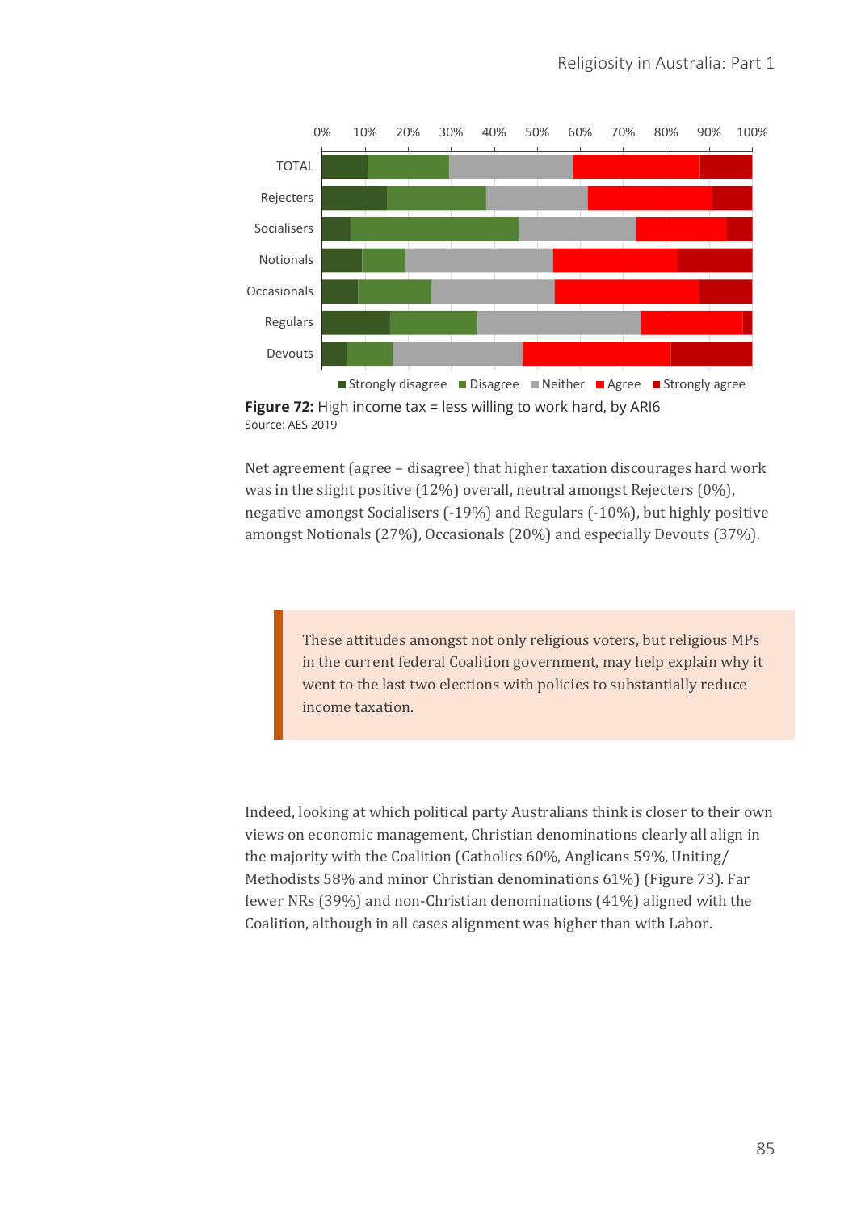**Figure 72:** High income tax = less willing to work hard, by ARI6
Source: AES 2019

Net agreement (agree – disagree) that higher taxation discourages hard work was in the slight positive (12%) overall, neutral amongst Rejecters (0%), negative amongst Socialisers (-19%) and Regulars (-10%), but highly positive amongst Notionals (27%), Occasionals (20%) and especially Devouts (37%).

> These attitudes amongst not only religious voters, but religious MPs in the current federal Coalition government, may help explain why it went to the last two elections with policies to substantially reduce income taxation.

Indeed, looking at which political party Australians think is closer to their own views on economic management, Christian denominations clearly all align in the majority with the Coalition (Catholics 60%, Anglicans 59%, Uniting/ Methodists 58% and minor Christian denominations 61%) (Figure 73). Far fewer NRs (39%) and non-Christian denominations (41%) aligned with the Coalition, although in all cases alignment was higher than with Labor.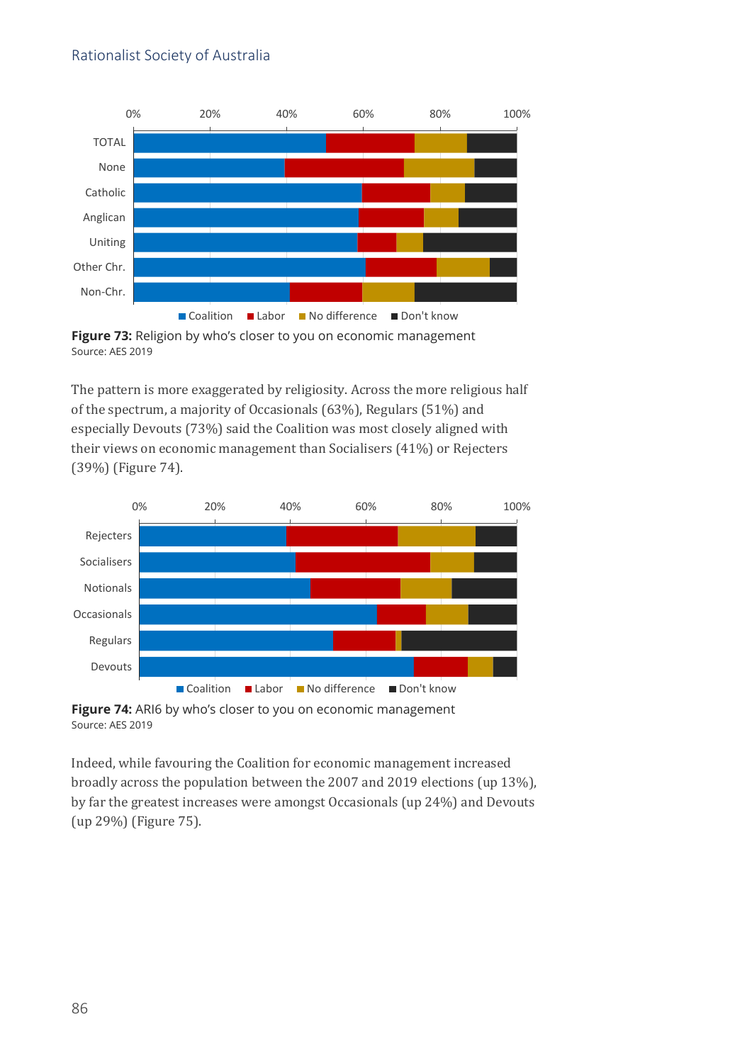**Figure 73:** Religion by who's closer to you on economic management
Source: AES 2019

The pattern is more exaggerated by religiosity. Across the more religious half of the spectrum, a majority of Occasionals (63%), Regulars (51%) and especially Devouts (73%) said the Coalition was most closely aligned with their views on economic management than Socialisers (41%) or Rejecters (39%) (Figure 74).

**Figure 74:** ARI6 by who's closer to you on economic management
Source: AES 2019

Indeed, while favouring the Coalition for economic management increased broadly across the population between the 2007 and 2019 elections (up 13%), by far the greatest increases were amongst Occasionals (up 24%) and Devouts (up 29%) (Figure 75).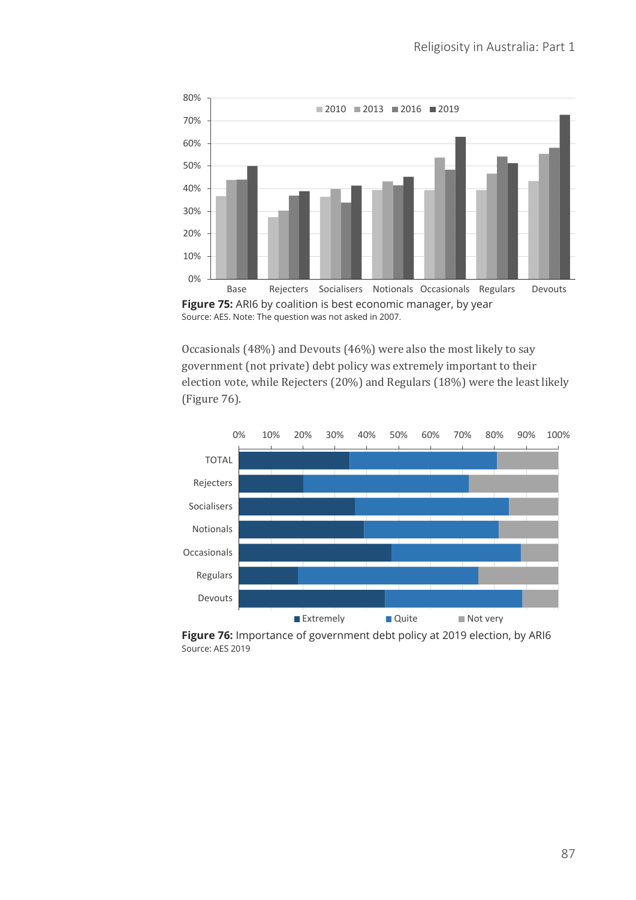**Figure 75:** ARI6 by coalition is best economic manager, by year
Source: AES. Note: The question was not asked in 2007.

Occasionals (48%) and Devouts (46%) were also the most likely to say government (not private) debt policy was extremely important to their election vote, while Rejecters (20%) and Regulars (18%) were the least likely (Figure 76).

**Figure 76:** Importance of government debt policy at 2019 election, by ARI6
Source: AES 2019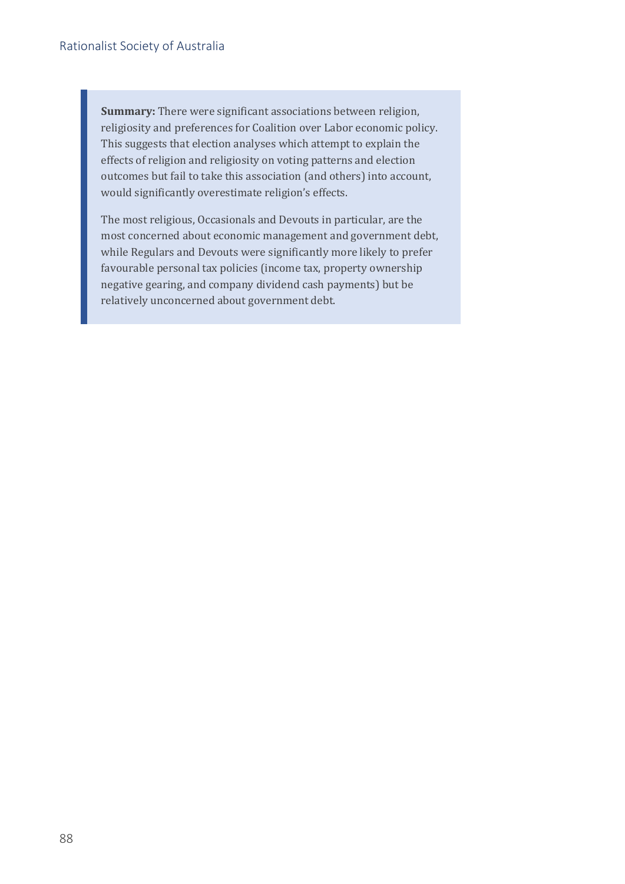**Summary:** There were significant associations between religion, religiosity and preferences for Coalition over Labor economic policy. This suggests that election analyses which attempt to explain the effects of religion and religiosity on voting patterns and election outcomes but fail to take this association (and others) into account, would significantly overestimate religion's effects.

The most religious, Occasionals and Devouts in particular, are the most concerned about economic management and government debt, while Regulars and Devouts were significantly more likely to prefer favourable personal tax policies (income tax, property ownership negative gearing, and company dividend cash payments) but be relatively unconcerned about government debt.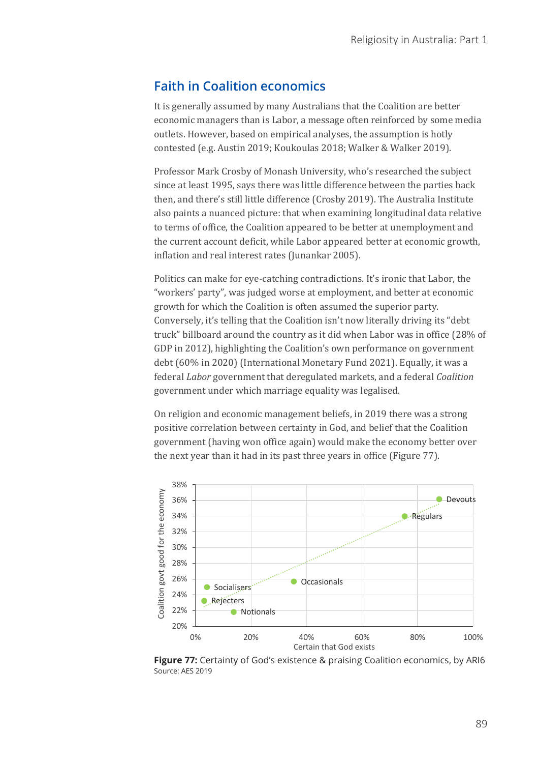## Faith in Coalition economics

It is generally assumed by many Australians that the Coalition are better economic managers than is Labor, a message often reinforced by some media outlets. However, based on empirical analyses, the assumption is hotly contested (e.g. Austin 2019; Koukoulas 2018; Walker & Walker 2019).

Professor Mark Crosby of Monash University, who's researched the subject since at least 1995, says there was little difference between the parties back then, and there's still little difference (Crosby 2019). The Australia Institute also paints a nuanced picture: that when examining longitudinal data relative to terms of office, the Coalition appeared to be better at unemployment and the current account deficit, while Labor appeared better at economic growth, inflation and real interest rates (Junankar 2005).

Politics can make for eye-catching contradictions. It's ironic that Labor, the "workers' party", was judged worse at employment, and better at economic growth for which the Coalition is often assumed the superior party. Conversely, it's telling that the Coalition isn't now literally driving its "debt truck" billboard around the country as it did when Labor was in office (28% of GDP in 2012), highlighting the Coalition's own performance on government debt (60% in 2020) (International Monetary Fund 2021). Equally, it was a federal *Labor* government that deregulated markets, and a federal *Coalition* government under which marriage equality was legalised.

On religion and economic management beliefs, in 2019 there was a strong positive correlation between certainty in God, and belief that the Coalition government (having won office again) would make the economy better over the next year than it had in its past three years in office (Figure 77).

**Figure 77:** Certainty of God's existence & praising Coalition economics, by ARI6
Source: AES 2019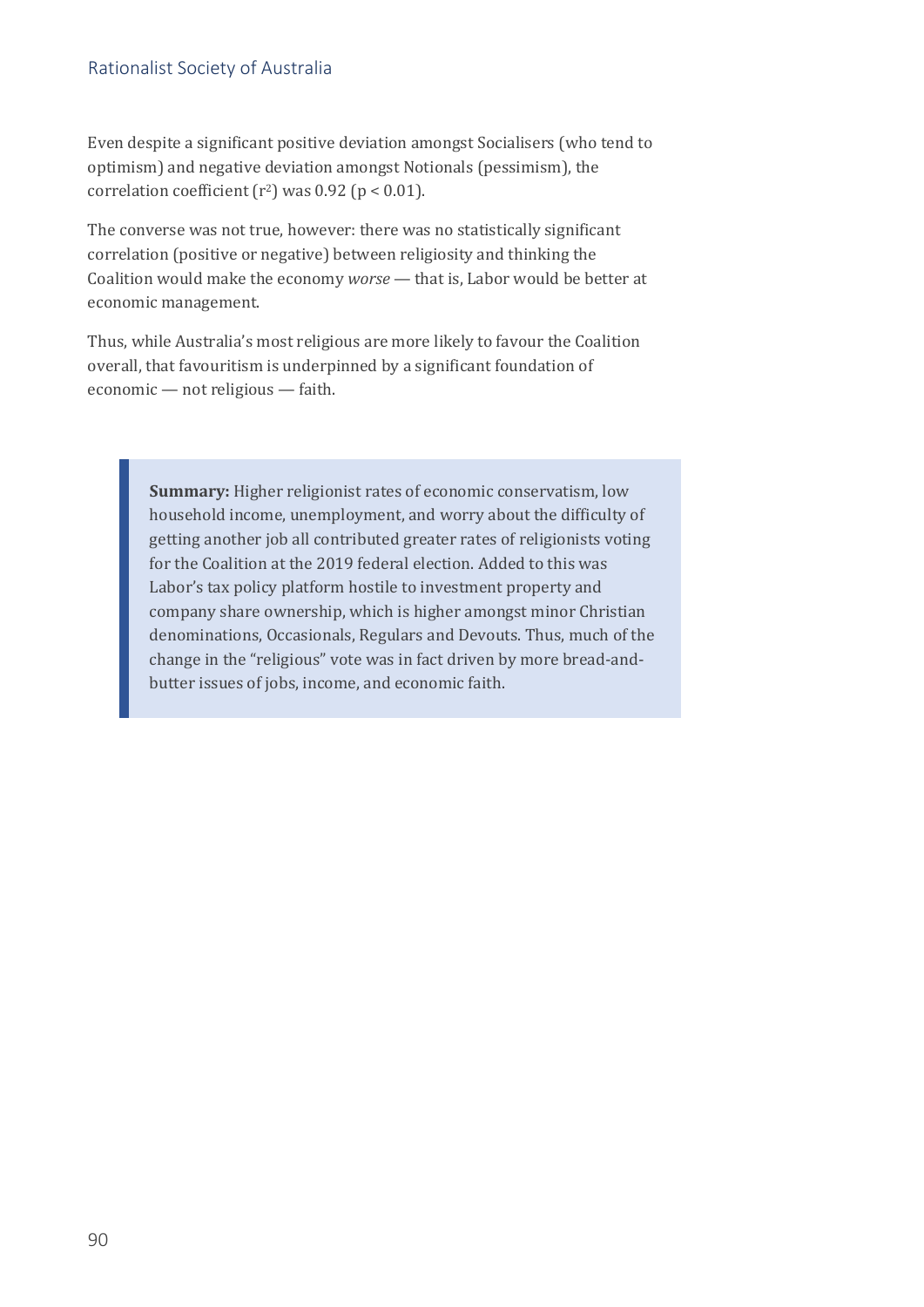Even despite a significant positive deviation amongst Socialisers (who tend to optimism) and negative deviation amongst Notionals (pessimism), the correlation coefficient ($r^2$) was 0.92 ($p < 0.01$).

The converse was not true, however: there was no statistically significant correlation (positive or negative) between religiosity and thinking the Coalition would make the economy *worse* — that is, Labor would be better at economic management.

Thus, while Australia's most religious are more likely to favour the Coalition overall, that favouritism is underpinned by a significant foundation of economic — not religious — faith.

> **Summary:** Higher religionist rates of economic conservatism, low household income, unemployment, and worry about the difficulty of getting another job all contributed greater rates of religionists voting for the Coalition at the 2019 federal election. Added to this was Labor's tax policy platform hostile to investment property and company share ownership, which is higher amongst minor Christian denominations, Occasionals, Regulars and Devouts. Thus, much of the change in the "religious" vote was in fact driven by more bread-and-butter issues of jobs, income, and economic faith.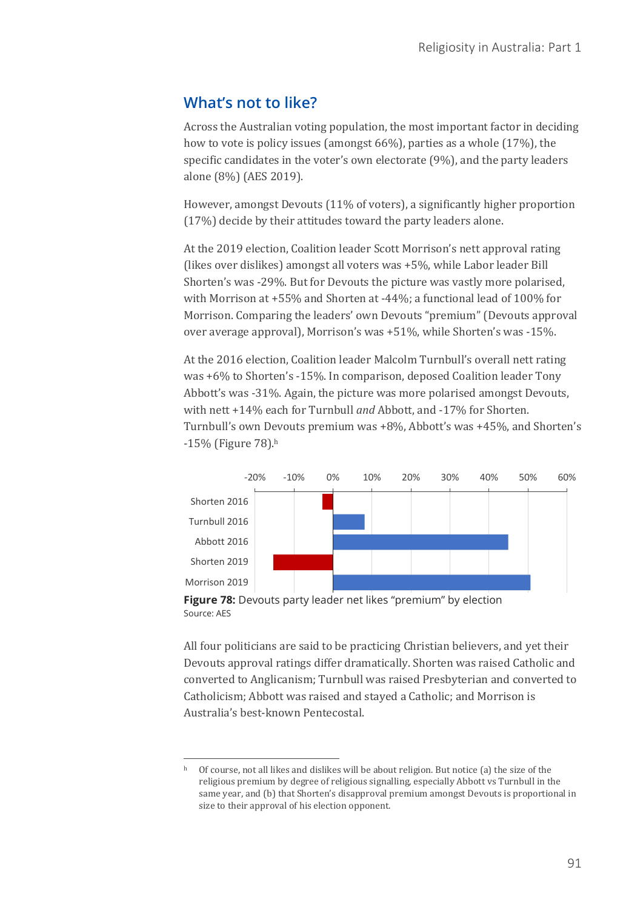## What's not to like?

Across the Australian voting population, the most important factor in deciding how to vote is policy issues (amongst 66%), parties as a whole (17%), the specific candidates in the voter's own electorate (9%), and the party leaders alone (8%) (AES 2019).

However, amongst Devouts (11% of voters), a significantly higher proportion (17%) decide by their attitudes toward the party leaders alone.

At the 2019 election, Coalition leader Scott Morrison's nett approval rating (likes over dislikes) amongst all voters was +5%, while Labor leader Bill Shorten's was -29%. But for Devouts the picture was vastly more polarised, with Morrison at +55% and Shorten at -44%; a functional lead of 100% for Morrison. Comparing the leaders' own Devouts "premium" (Devouts approval over average approval), Morrison's was +51%, while Shorten's was -15%.

At the 2016 election, Coalition leader Malcolm Turnbull's overall nett rating was +6% to Shorten's -15%. In comparison, deposed Coalition leader Tony Abbott's was -31%. Again, the picture was more polarised amongst Devouts, with nett +14% each for Turnbull *and* Abbott, and -17% for Shorten. Turnbull's own Devouts premium was +8%, Abbott's was +45%, and Shorten's -15% (Figure 78).[h]

**Figure 78:** Devouts party leader net likes "premium" by election
Source: AES

All four politicians are said to be practicing Christian believers, and yet their Devouts approval ratings differ dramatically. Shorten was raised Catholic and converted to Anglicanism; Turnbull was raised Presbyterian and converted to Catholicism; Abbott was raised and stayed a Catholic; and Morrison is Australia's best-known Pentecostal.

---

[h] Of course, not all likes and dislikes will be about religion. But notice (a) the size of the religious premium by degree of religious signalling, especially Abbott vs Turnbull in the same year, and (b) that Shorten's disapproval premium amongst Devouts is proportional in size to their approval of his election opponent.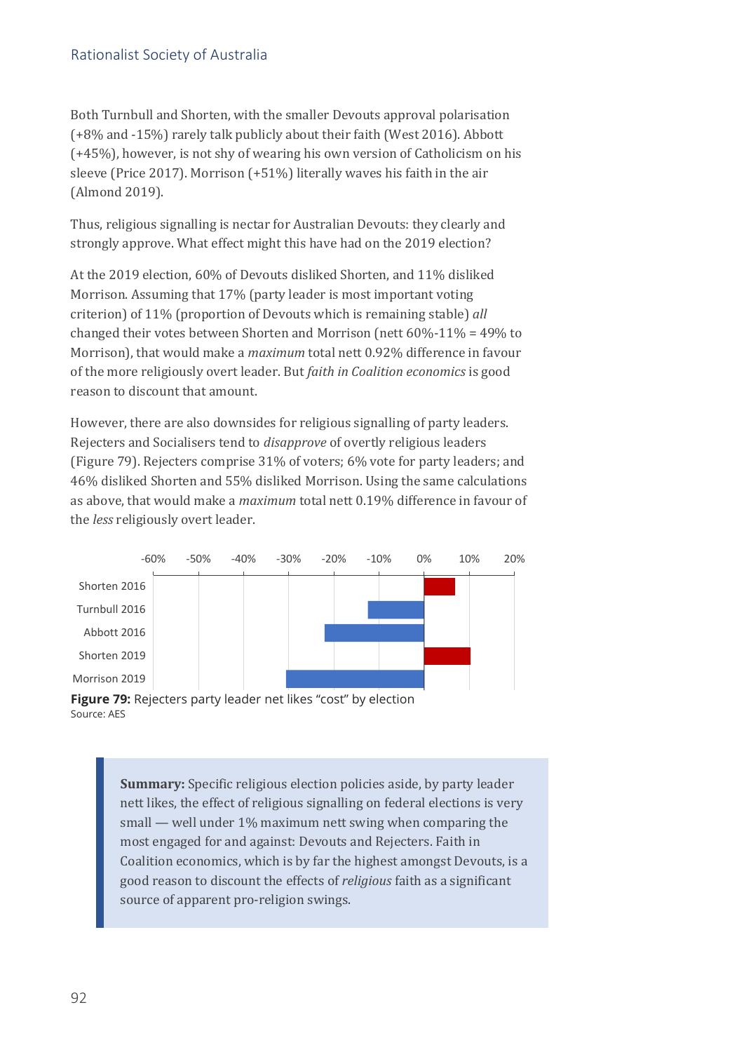Both Turnbull and Shorten, with the smaller Devouts approval polarisation (+8% and -15%) rarely talk publicly about their faith (West 2016). Abbott (+45%), however, is not shy of wearing his own version of Catholicism on his sleeve (Price 2017). Morrison (+51%) literally waves his faith in the air (Almond 2019).

Thus, religious signalling is nectar for Australian Devouts: they clearly and strongly approve. What effect might this have had on the 2019 election?

At the 2019 election, 60% of Devouts disliked Shorten, and 11% disliked Morrison. Assuming that 17% (party leader is most important voting criterion) of 11% (proportion of Devouts which is remaining stable) *all* changed their votes between Shorten and Morrison (nett 60%-11% = 49% to Morrison), that would make a *maximum* total nett 0.92% difference in favour of the more religiously overt leader. But *faith in Coalition economics* is good reason to discount that amount.

However, there are also downsides for religious signalling of party leaders. Rejecters and Socialisers tend to *disapprove* of overtly religious leaders (Figure 79). Rejecters comprise 31% of voters; 6% vote for party leaders; and 46% disliked Shorten and 55% disliked Morrison. Using the same calculations as above, that would make a *maximum* total nett 0.19% difference in favour of the *less* religiously overt leader.

**Figure 79:** Rejecters party leader net likes "cost" by election
Source: AES

> **Summary:** Specific religious election policies aside, by party leader nett likes, the effect of religious signalling on federal elections is very small — well under 1% maximum nett swing when comparing the most engaged for and against: Devouts and Rejecters. Faith in Coalition economics, which is by far the highest amongst Devouts, is a good reason to discount the effects of *religious* faith as a significant source of apparent pro-religion swings.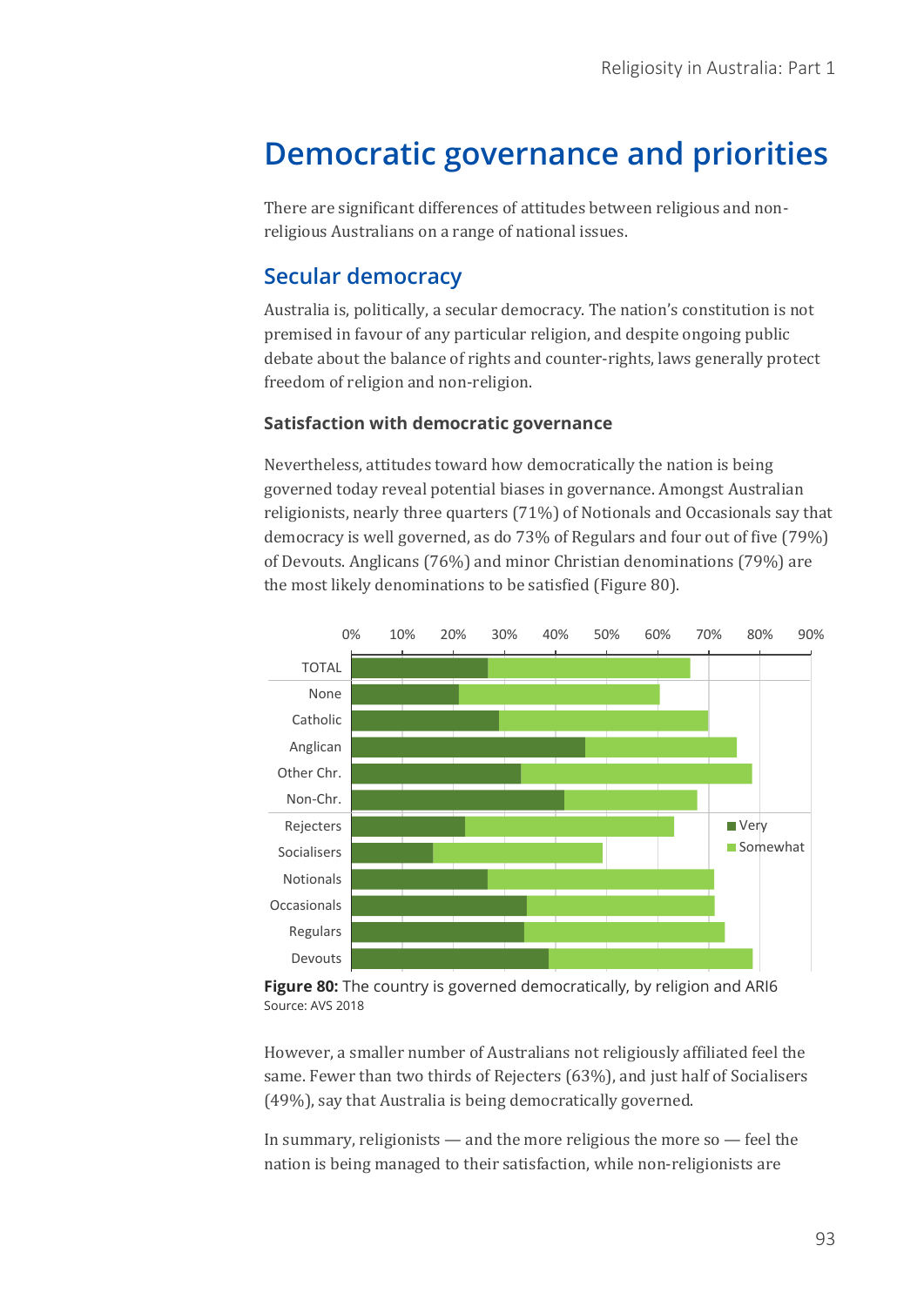# Democratic governance and priorities

There are significant differences of attitudes between religious and non-religious Australians on a range of national issues.

## Secular democracy

Australia is, politically, a secular democracy. The nation's constitution is not premised in favour of any particular religion, and despite ongoing public debate about the balance of rights and counter-rights, laws generally protect freedom of religion and non-religion.

### Satisfaction with democratic governance

Nevertheless, attitudes toward how democratically the nation is being governed today reveal potential biases in governance. Amongst Australian religionists, nearly three quarters (71%) of Notionals and Occasionals say that democracy is well governed, as do 73% of Regulars and four out of five (79%) of Devouts. Anglicans (76%) and minor Christian denominations (79%) are the most likely denominations to be satisfied (Figure 80).

**Figure 80:** The country is governed democratically, by religion and ARI6
Source: AVS 2018

However, a smaller number of Australians not religiously affiliated feel the same. Fewer than two thirds of Rejecters (63%), and just half of Socialisers (49%), say that Australia is being democratically governed.

In summary, religionists — and the more religious the more so — feel the nation is being managed to their satisfaction, while non-religionists are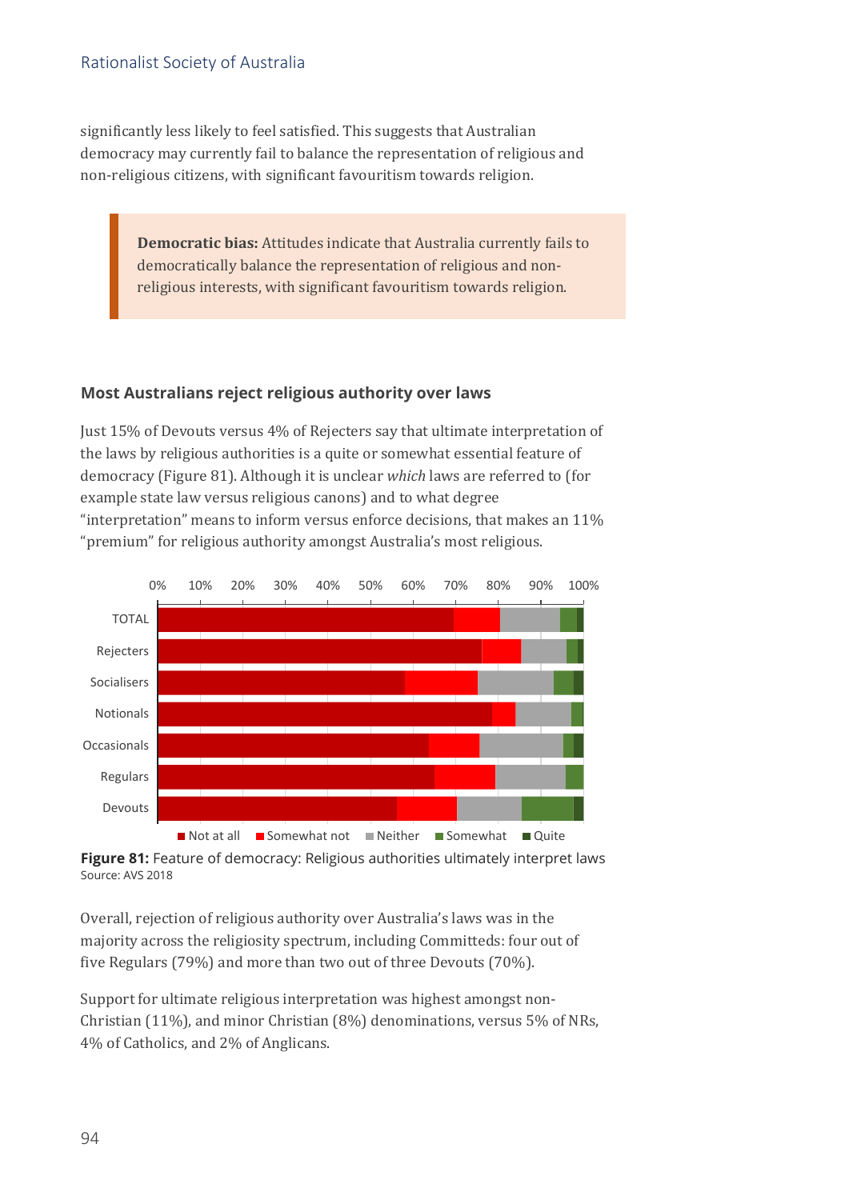significantly less likely to feel satisfied. This suggests that Australian democracy may currently fail to balance the representation of religious and non-religious citizens, with significant favouritism towards religion.

> **Democratic bias:** Attitudes indicate that Australia currently fails to democratically balance the representation of religious and non-religious interests, with significant favouritism towards religion.

### Most Australians reject religious authority over laws

Just 15% of Devouts versus 4% of Rejecters say that ultimate interpretation of the laws by religious authorities is a quite or somewhat essential feature of democracy (Figure 81). Although it is unclear *which* laws are referred to (for example state law versus religious canons) and to what degree "interpretation" means to inform versus enforce decisions, that makes an 11% "premium" for religious authority amongst Australia's most religious.

**Figure 81:** Feature of democracy: Religious authorities ultimately interpret laws
Source: AVS 2018

Overall, rejection of religious authority over Australia's laws was in the majority across the religiosity spectrum, including Committeds: four out of five Regulars (79%) and more than two out of three Devouts (70%).

Support for ultimate religious interpretation was highest amongst non-Christian (11%), and minor Christian (8%) denominations, versus 5% of NRs, 4% of Catholics, and 2% of Anglicans.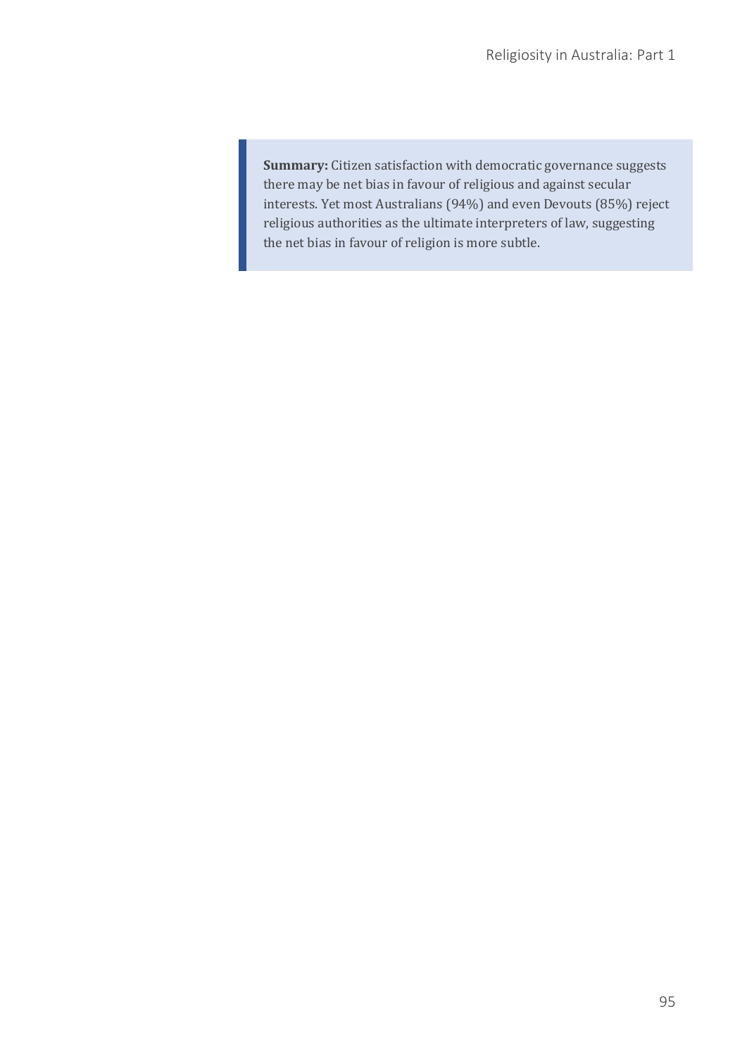**Summary:** Citizen satisfaction with democratic governance suggests there may be net bias in favour of religious and against secular interests. Yet most Australians (94%) and even Devouts (85%) reject religious authorities as the ultimate interpreters of law, suggesting the net bias in favour of religion is more subtle.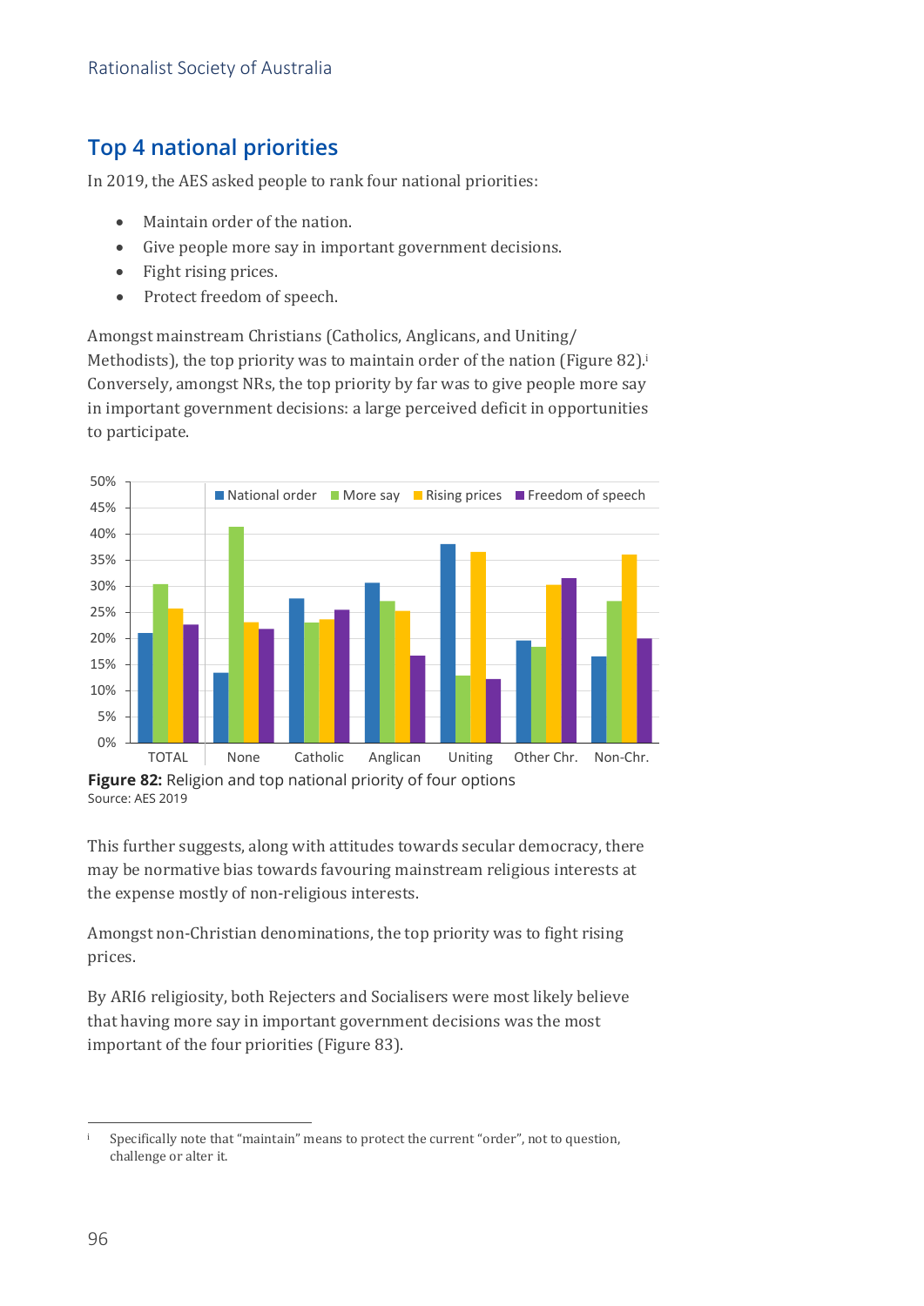## Top 4 national priorities

In 2019, the AES asked people to rank four national priorities:

- Maintain order of the nation.
- Give people more say in important government decisions.
- Fight rising prices.
- Protect freedom of speech.

Amongst mainstream Christians (Catholics, Anglicans, and Uniting/ Methodists), the top priority was to maintain order of the nation (Figure 82).[i] Conversely, amongst NRs, the top priority by far was to give people more say in important government decisions: a large perceived deficit in opportunities to participate.

**Figure 82:** Religion and top national priority of four options
Source: AES 2019

This further suggests, along with attitudes towards secular democracy, there may be normative bias towards favouring mainstream religious interests at the expense mostly of non-religious interests.

Amongst non-Christian denominations, the top priority was to fight rising prices.

By ARI6 religiosity, both Rejecters and Socialisers were most likely believe that having more say in important government decisions was the most important of the four priorities (Figure 83).

---

[i] Specifically note that "maintain" means to protect the current "order", not to question, challenge or alter it.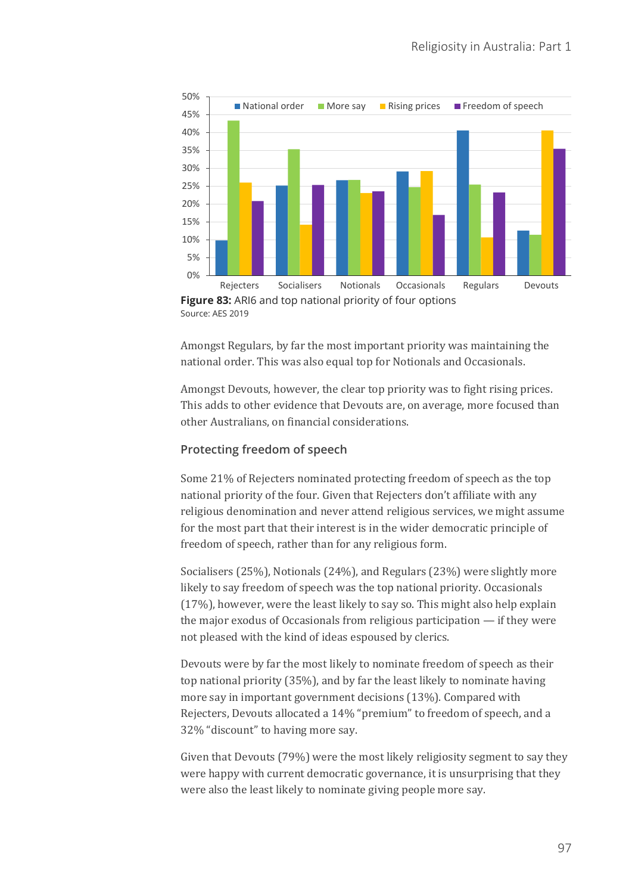**Figure 83:** ARI6 and top national priority of four options
Source: AES 2019

Amongst Regulars, by far the most important priority was maintaining the national order. This was also equal top for Notionals and Occasionals.

Amongst Devouts, however, the clear top priority was to fight rising prices. This adds to other evidence that Devouts are, on average, more focused than other Australians, on financial considerations.

### Protecting freedom of speech

Some 21% of Rejecters nominated protecting freedom of speech as the top national priority of the four. Given that Rejecters don't affiliate with any religious denomination and never attend religious services, we might assume for the most part that their interest is in the wider democratic principle of freedom of speech, rather than for any religious form.

Socialisers (25%), Notionals (24%), and Regulars (23%) were slightly more likely to say freedom of speech was the top national priority. Occasionals (17%), however, were the least likely to say so. This might also help explain the major exodus of Occasionals from religious participation — if they were not pleased with the kind of ideas espoused by clerics.

Devouts were by far the most likely to nominate freedom of speech as their top national priority (35%), and by far the least likely to nominate having more say in important government decisions (13%). Compared with Rejecters, Devouts allocated a 14% "premium" to freedom of speech, and a 32% "discount" to having more say.

Given that Devouts (79%) were the most likely religiosity segment to say they were happy with current democratic governance, it is unsurprising that they were also the least likely to nominate giving people more say.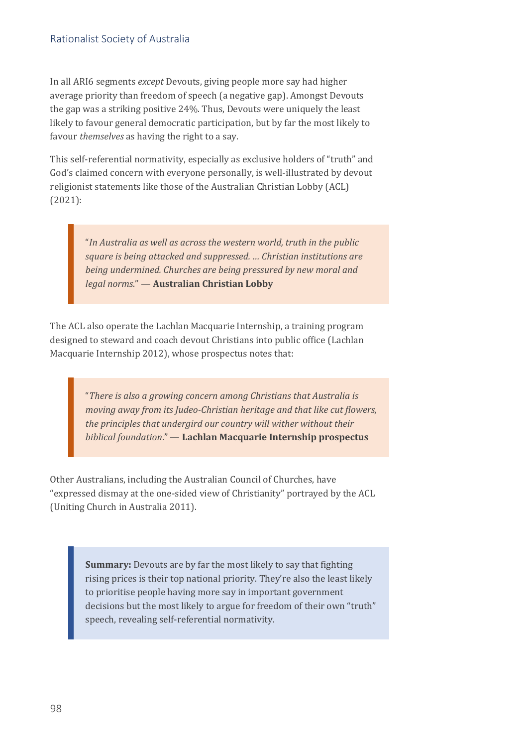In all ARI6 segments *except* Devouts, giving people more say had higher average priority than freedom of speech (a negative gap). Amongst Devouts the gap was a striking positive 24%. Thus, Devouts were uniquely the least likely to favour general democratic participation, but by far the most likely to favour *themselves* as having the right to a say.

This self-referential normativity, especially as exclusive holders of "truth" and God's claimed concern with everyone personally, is well-illustrated by devout religionist statements like those of the Australian Christian Lobby (ACL) (2021):

> "*In Australia as well as across the western world, truth in the public square is being attacked and suppressed. … Christian institutions are being undermined. Churches are being pressured by new moral and legal norms.*" — **Australian Christian Lobby**

The ACL also operate the Lachlan Macquarie Internship, a training program designed to steward and coach devout Christians into public office (Lachlan Macquarie Internship 2012), whose prospectus notes that:

> "*There is also a growing concern among Christians that Australia is moving away from its Judeo-Christian heritage and that like cut flowers, the principles that undergird our country will wither without their biblical foundation.*" — **Lachlan Macquarie Internship prospectus**

Other Australians, including the Australian Council of Churches, have "expressed dismay at the one-sided view of Christianity" portrayed by the ACL (Uniting Church in Australia 2011).

> **Summary:** Devouts are by far the most likely to say that fighting rising prices is their top national priority. They're also the least likely to prioritise people having more say in important government decisions but the most likely to argue for freedom of their own "truth" speech, revealing self-referential normativity.